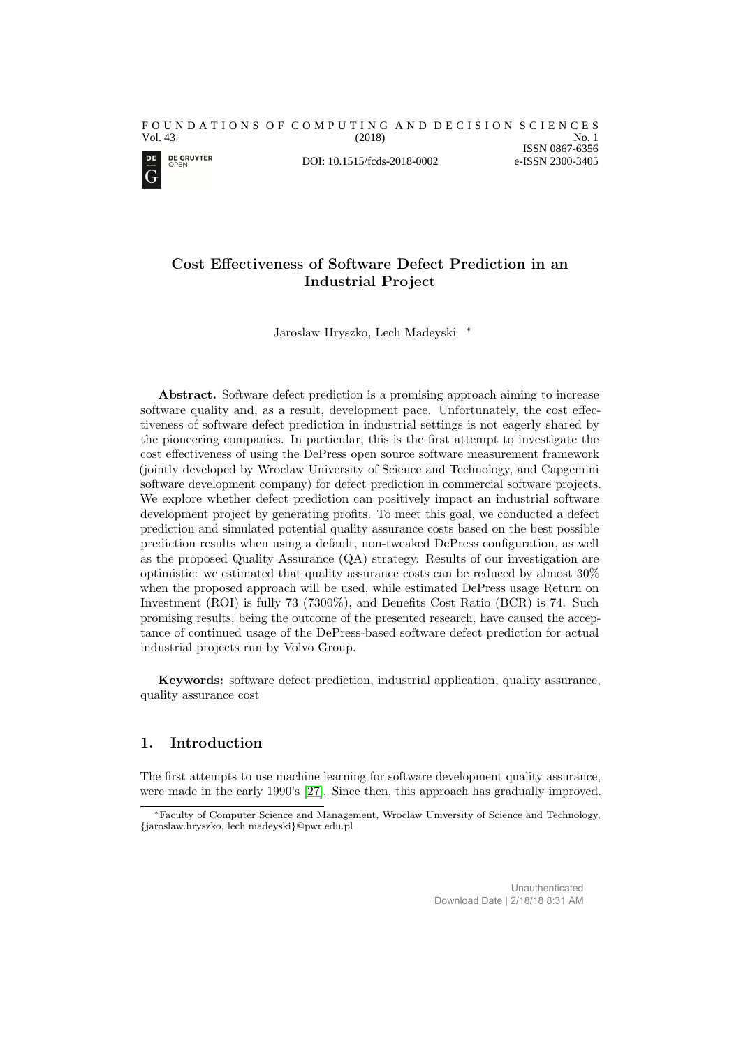# Cost Effectiveness of Software Defect Prediction in an Industrial Project

Jaroslaw Hryszko, Lech Madeyski [*]

**Abstract.** Software defect prediction is a promising approach aiming to increase software quality and, as a result, development pace. Unfortunately, the cost effectiveness of software defect prediction in industrial settings is not eagerly shared by the pioneering companies. In particular, this is the first attempt to investigate the cost effectiveness of using the DePress open source software measurement framework (jointly developed by Wroclaw University of Science and Technology, and Capgemini software development company) for defect prediction in commercial software projects. We explore whether defect prediction can positively impact an industrial software development project by generating profits. To meet this goal, we conducted a defect prediction and simulated potential quality assurance costs based on the best possible prediction results when using a default, non-tweaked DePress configuration, as well as the proposed Quality Assurance (QA) strategy. Results of our investigation are optimistic: we estimated that quality assurance costs can be reduced by almost 30% when the proposed approach will be used, while estimated DePress usage Return on Investment (ROI) is fully 73 (7300%), and Benefits Cost Ratio (BCR) is 74. Such promising results, being the outcome of the presented research, have caused the acceptance of continued usage of the DePress-based software defect prediction for actual industrial projects run by Volvo Group.

**Keywords:** software defect prediction, industrial application, quality assurance, quality assurance cost

## 1. Introduction

The first attempts to use machine learning for software development quality assurance, were made in the early 1990's [27]. Since then, this approach has gradually improved.

---

[*] Faculty of Computer Science and Management, Wroclaw University of Science and Technology, {jaroslaw.hryszko, lech.madeyski}@pwr.edu.pl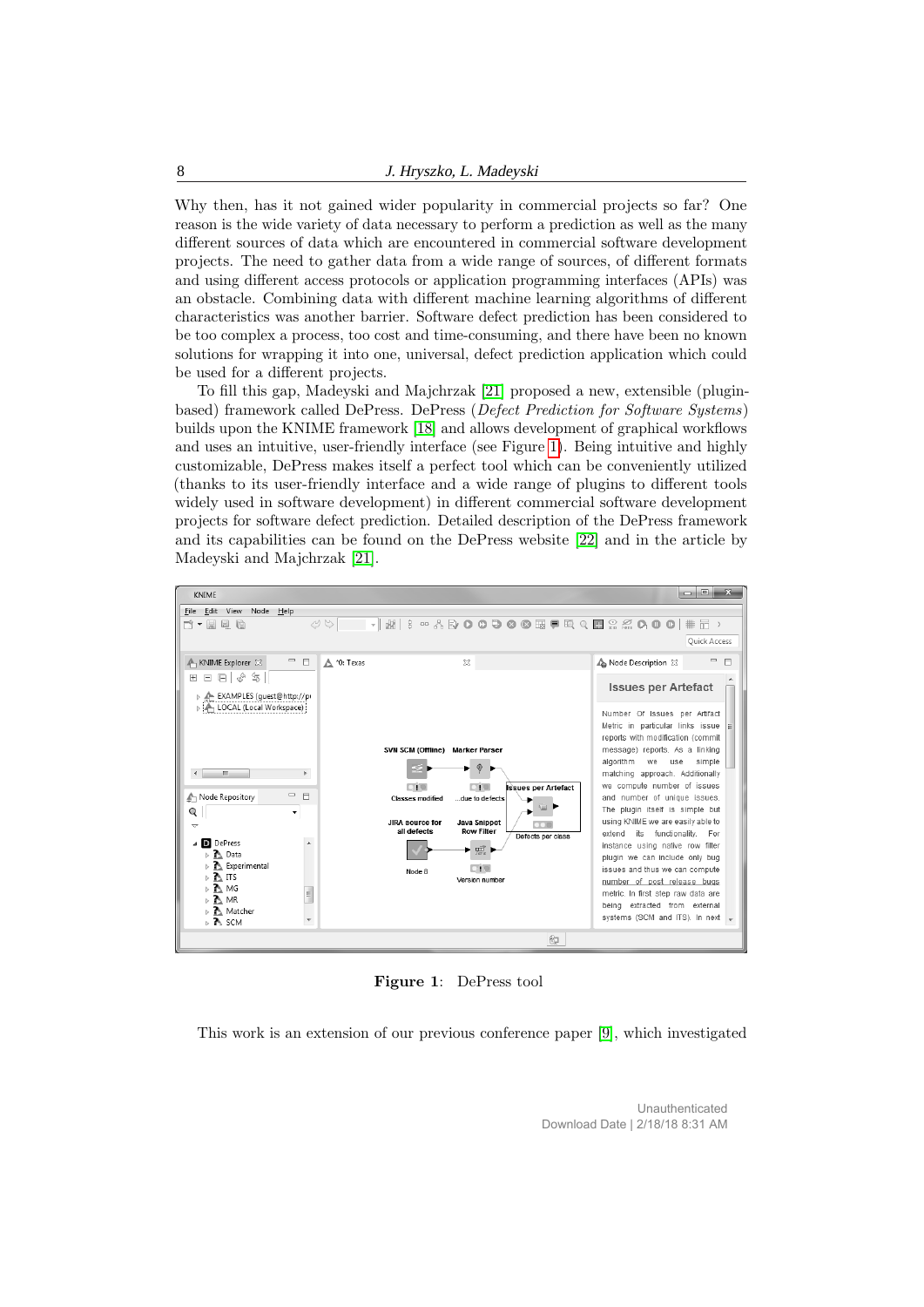Why then, has it not gained wider popularity in commercial projects so far? One reason is the wide variety of data necessary to perform a prediction as well as the many different sources of data which are encountered in commercial software development projects. The need to gather data from a wide range of sources, of different formats and using different access protocols or application programming interfaces (APIs) was an obstacle. Combining data with different machine learning algorithms of different characteristics was another barrier. Software defect prediction has been considered to be too complex a process, too cost and time-consuming, and there have been no known solutions for wrapping it into one, universal, defect prediction application which could be used for a different projects.

To fill this gap, Madeyski and Majchrzak [21] proposed a new, extensible (plugin-based) framework called DePress. DePress (*Defect Prediction for Software Systems*) builds upon the KNIME framework [18] and allows development of graphical workflows and uses an intuitive, user-friendly interface (see Figure 1). Being intuitive and highly customizable, DePress makes itself a perfect tool which can be conveniently utilized (thanks to its user-friendly interface and a wide range of plugins to different tools widely used in software development) in different commercial software development projects for software defect prediction. Detailed description of the DePress framework and its capabilities can be found on the DePress website [22] and in the article by Madeyski and Majchrzak [21].

**Figure 1**: DePress tool

This work is an extension of our previous conference paper [9], which investigated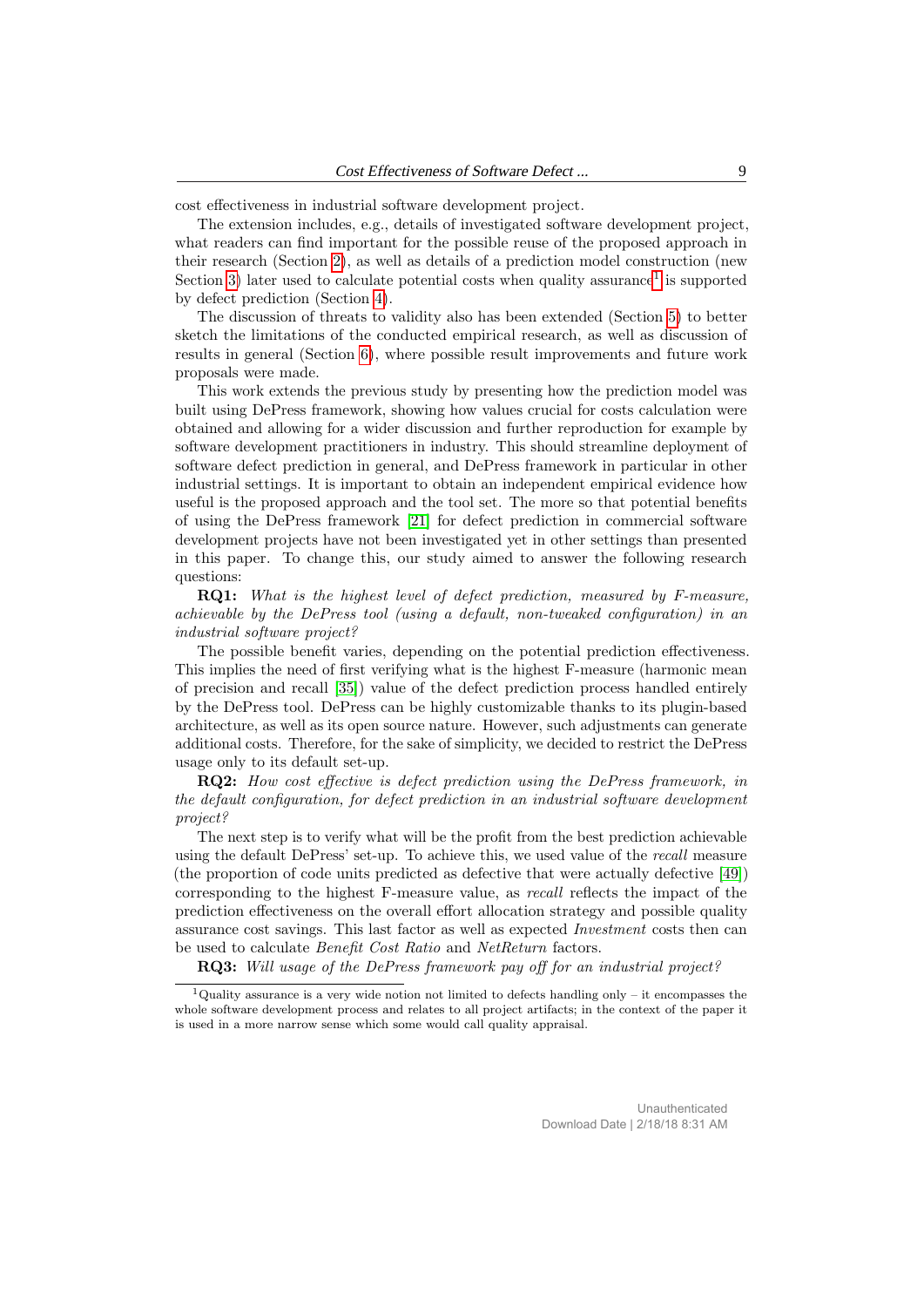cost effectiveness in industrial software development project.

The extension includes, e.g., details of investigated software development project, what readers can find important for the possible reuse of the proposed approach in their research (Section 2), as well as details of a prediction model construction (new Section 3) later used to calculate potential costs when quality assurance[1] is supported by defect prediction (Section 4).

The discussion of threats to validity also has been extended (Section 5) to better sketch the limitations of the conducted empirical research, as well as discussion of results in general (Section 6), where possible result improvements and future work proposals were made.

This work extends the previous study by presenting how the prediction model was built using DePress framework, showing how values crucial for costs calculation were obtained and allowing for a wider discussion and further reproduction for example by software development practitioners in industry. This should streamline deployment of software defect prediction in general, and DePress framework in particular in other industrial settings. It is important to obtain an independent empirical evidence how useful is the proposed approach and the tool set. The more so that potential benefits of using the DePress framework [21] for defect prediction in commercial software development projects have not been investigated yet in other settings than presented in this paper. To change this, our study aimed to answer the following research questions:

**RQ1:** *What is the highest level of defect prediction, measured by F-measure, achievable by the DePress tool (using a default, non-tweaked configuration) in an industrial software project?*

The possible benefit varies, depending on the potential prediction effectiveness. This implies the need of first verifying what is the highest F-measure (harmonic mean of precision and recall [35]) value of the defect prediction process handled entirely by the DePress tool. DePress can be highly customizable thanks to its plugin-based architecture, as well as its open source nature. However, such adjustments can generate additional costs. Therefore, for the sake of simplicity, we decided to restrict the DePress usage only to its default set-up.

**RQ2:** *How cost effective is defect prediction using the DePress framework, in the default configuration, for defect prediction in an industrial software development project?*

The next step is to verify what will be the profit from the best prediction achievable using the default DePress' set-up. To achieve this, we used value of the *recall* measure (the proportion of code units predicted as defective that were actually defective [49]) corresponding to the highest F-measure value, as *recall* reflects the impact of the prediction effectiveness on the overall effort allocation strategy and possible quality assurance cost savings. This last factor as well as expected *Investment* costs then can be used to calculate *Benefit Cost Ratio* and *NetReturn* factors.

**RQ3:** *Will usage of the DePress framework pay off for an industrial project?*

[1] Quality assurance is a very wide notion not limited to defects handling only – it encompasses the whole software development process and relates to all project artifacts; in the context of the paper it is used in a more narrow sense which some would call quality appraisal.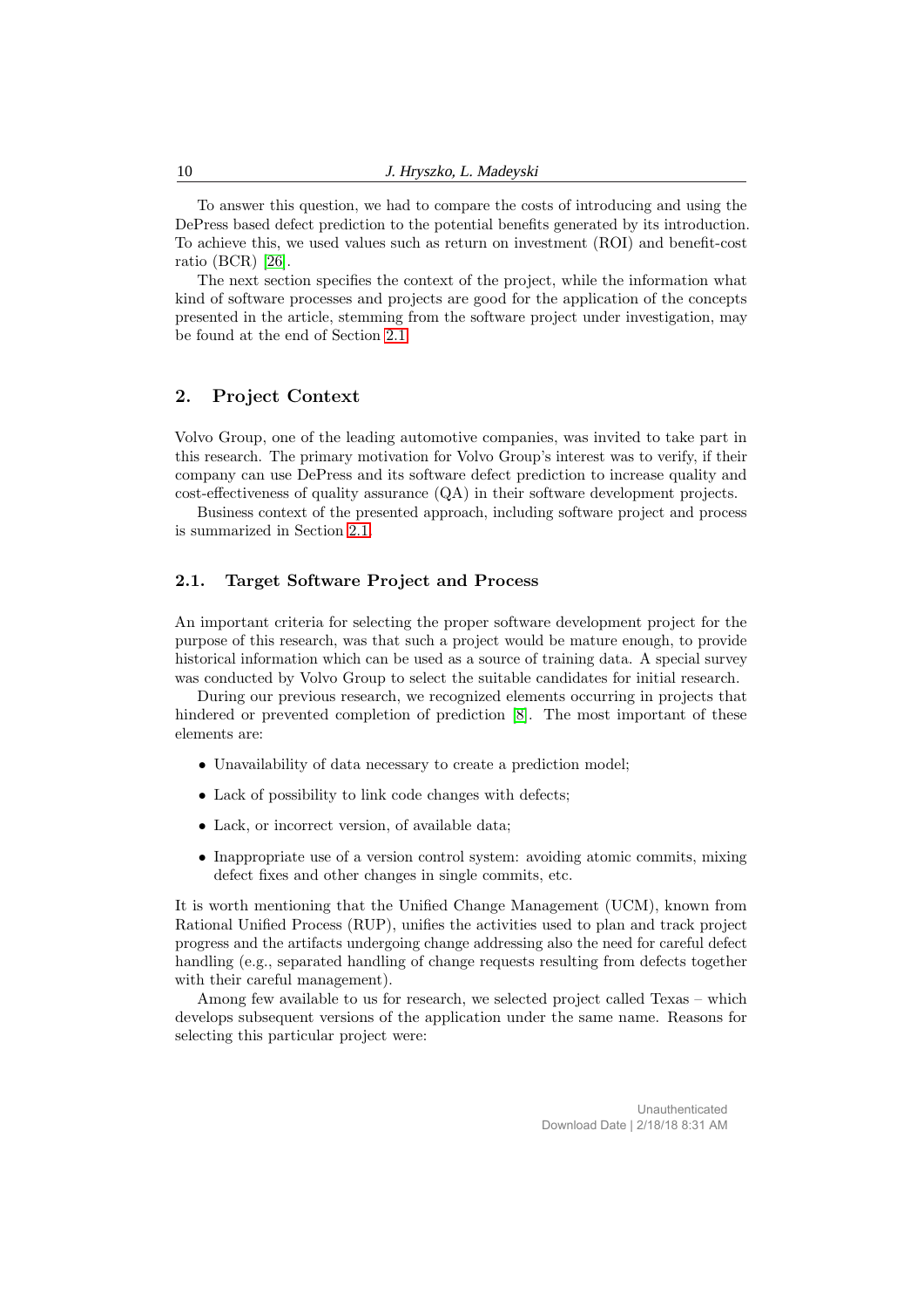To answer this question, we had to compare the costs of introducing and using the DePress based defect prediction to the potential benefits generated by its introduction. To achieve this, we used values such as return on investment (ROI) and benefit-cost ratio (BCR) [26].

The next section specifies the context of the project, while the information what kind of software processes and projects are good for the application of the concepts presented in the article, stemming from the software project under investigation, may be found at the end of Section 2.1.

## 2. Project Context

Volvo Group, one of the leading automotive companies, was invited to take part in this research. The primary motivation for Volvo Group's interest was to verify, if their company can use DePress and its software defect prediction to increase quality and cost-effectiveness of quality assurance (QA) in their software development projects.

Business context of the presented approach, including software project and process is summarized in Section 2.1.

### 2.1. Target Software Project and Process

An important criteria for selecting the proper software development project for the purpose of this research, was that such a project would be mature enough, to provide historical information which can be used as a source of training data. A special survey was conducted by Volvo Group to select the suitable candidates for initial research.

During our previous research, we recognized elements occurring in projects that hindered or prevented completion of prediction [8]. The most important of these elements are:

- Unavailability of data necessary to create a prediction model;
- Lack of possibility to link code changes with defects;
- Lack, or incorrect version, of available data;
- Inappropriate use of a version control system: avoiding atomic commits, mixing defect fixes and other changes in single commits, etc.

It is worth mentioning that the Unified Change Management (UCM), known from Rational Unified Process (RUP), unifies the activities used to plan and track project progress and the artifacts undergoing change addressing also the need for careful defect handling (e.g., separated handling of change requests resulting from defects together with their careful management).

Among few available to us for research, we selected project called Texas – which develops subsequent versions of the application under the same name. Reasons for selecting this particular project were: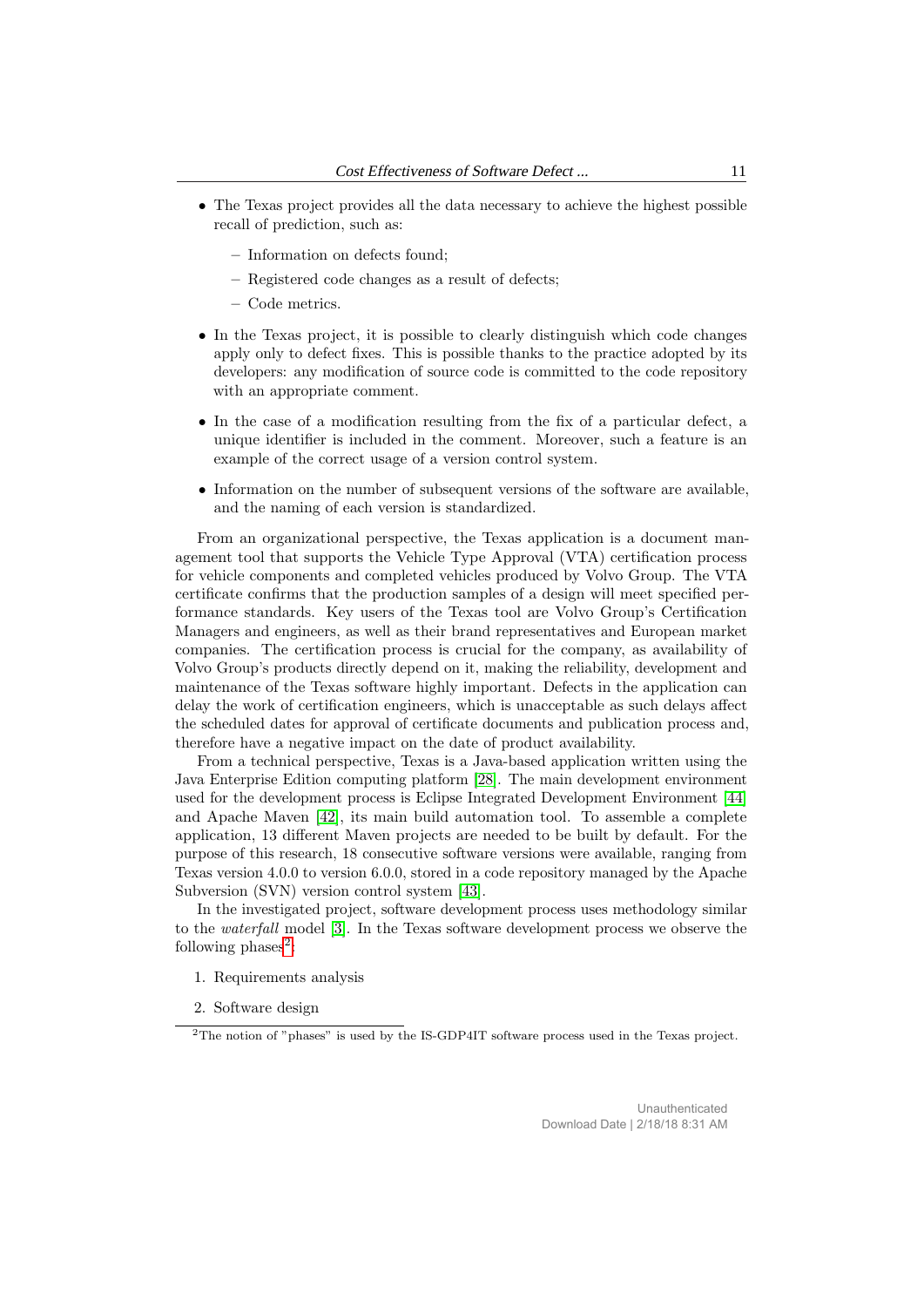- The Texas project provides all the data necessary to achieve the highest possible recall of prediction, such as:
  - Information on defects found;
  - Registered code changes as a result of defects;
  - Code metrics.
- In the Texas project, it is possible to clearly distinguish which code changes apply only to defect fixes. This is possible thanks to the practice adopted by its developers: any modification of source code is committed to the code repository with an appropriate comment.
- In the case of a modification resulting from the fix of a particular defect, a unique identifier is included in the comment. Moreover, such a feature is an example of the correct usage of a version control system.
- Information on the number of subsequent versions of the software are available, and the naming of each version is standardized.

From an organizational perspective, the Texas application is a document management tool that supports the Vehicle Type Approval (VTA) certification process for vehicle components and completed vehicles produced by Volvo Group. The VTA certificate confirms that the production samples of a design will meet specified performance standards. Key users of the Texas tool are Volvo Group's Certification Managers and engineers, as well as their brand representatives and European market companies. The certification process is crucial for the company, as availability of Volvo Group's products directly depend on it, making the reliability, development and maintenance of the Texas software highly important. Defects in the application can delay the work of certification engineers, which is unacceptable as such delays affect the scheduled dates for approval of certificate documents and publication process and, therefore have a negative impact on the date of product availability.

From a technical perspective, Texas is a Java-based application written using the Java Enterprise Edition computing platform [28]. The main development environment used for the development process is Eclipse Integrated Development Environment [44] and Apache Maven [42], its main build automation tool. To assemble a complete application, 13 different Maven projects are needed to be built by default. For the purpose of this research, 18 consecutive software versions were available, ranging from Texas version 4.0.0 to version 6.0.0, stored in a code repository managed by the Apache Subversion (SVN) version control system [43].

In the investigated project, software development process uses methodology similar to the *waterfall* model [3]. In the Texas software development process we observe the following phases[2]:

1. Requirements analysis
2. Software design

[2] The notion of "phases" is used by the IS-GDP4IT software process used in the Texas project.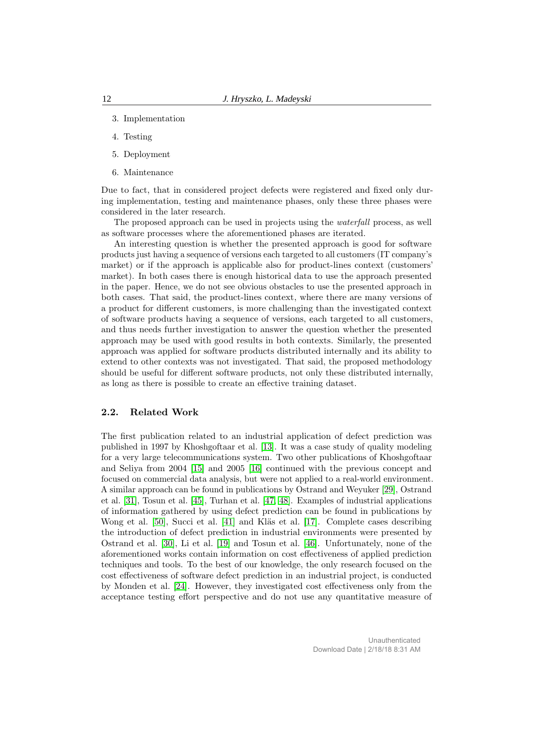3. Implementation
4. Testing
5. Deployment
6. Maintenance

Due to fact, that in considered project defects were registered and fixed only during implementation, testing and maintenance phases, only these three phases were considered in the later research.

The proposed approach can be used in projects using the *waterfall* process, as well as software processes where the aforementioned phases are iterated.

An interesting question is whether the presented approach is good for software products just having a sequence of versions each targeted to all customers (IT company's market) or if the approach is applicable also for product-lines context (customers' market). In both cases there is enough historical data to use the approach presented in the paper. Hence, we do not see obvious obstacles to use the presented approach in both cases. That said, the product-lines context, where there are many versions of a product for different customers, is more challenging than the investigated context of software products having a sequence of versions, each targeted to all customers, and thus needs further investigation to answer the question whether the presented approach may be used with good results in both contexts. Similarly, the presented approach was applied for software products distributed internally and its ability to extend to other contexts was not investigated. That said, the proposed methodology should be useful for different software products, not only these distributed internally, as long as there is possible to create an effective training dataset.

## 2.2. Related Work

The first publication related to an industrial application of defect prediction was published in 1997 by Khoshgoftaar et al. [13]. It was a case study of quality modeling for a very large telecommunications system. Two other publications of Khoshgoftaar and Seliya from 2004 [15] and 2005 [16] continued with the previous concept and focused on commercial data analysis, but were not applied to a real-world environment. A similar approach can be found in publications by Ostrand and Weyuker [29], Ostrand et al. [31], Tosun et al. [45], Turhan et al. [47, 48]. Examples of industrial applications of information gathered by using defect prediction can be found in publications by Wong et al. [50], Succi et al. [41] and Kläs et al. [17]. Complete cases describing the introduction of defect prediction in industrial environments were presented by Ostrand et al. [30], Li et al. [19] and Tosun et al. [46]. Unfortunately, none of the aforementioned works contain information on cost effectiveness of applied prediction techniques and tools. To the best of our knowledge, the only research focused on the cost effectiveness of software defect prediction in an industrial project, is conducted by Monden et al. [24]. However, they investigated cost effectiveness only from the acceptance testing effort perspective and do not use any quantitative measure of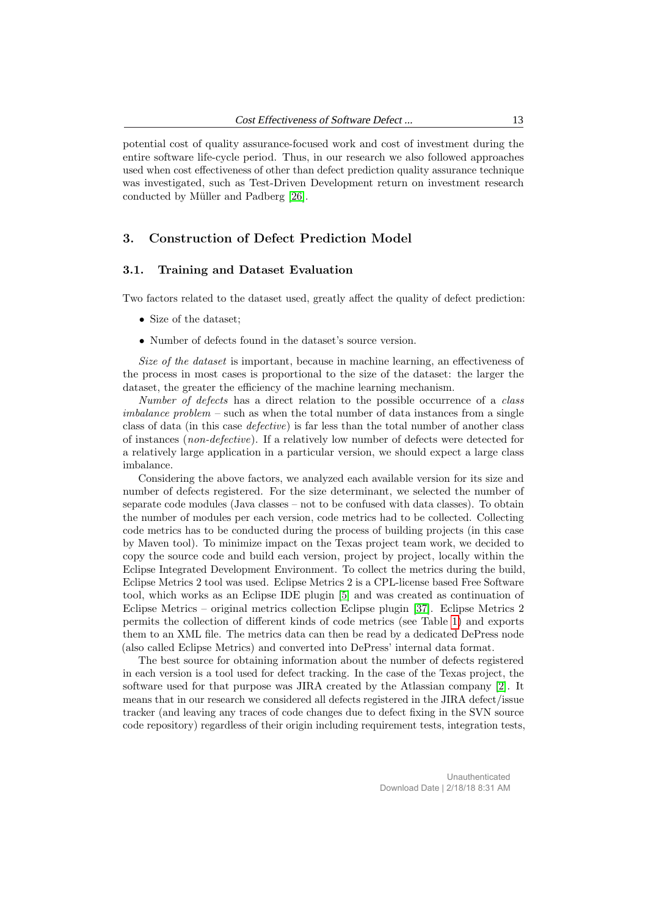potential cost of quality assurance-focused work and cost of investment during the entire software life-cycle period. Thus, in our research we also followed approaches used when cost effectiveness of other than defect prediction quality assurance technique was investigated, such as Test-Driven Development return on investment research conducted by Müller and Padberg [26].

## 3. Construction of Defect Prediction Model

### 3.1. Training and Dataset Evaluation

Two factors related to the dataset used, greatly affect the quality of defect prediction:

- Size of the dataset;
- Number of defects found in the dataset's source version.

*Size of the dataset* is important, because in machine learning, an effectiveness of the process in most cases is proportional to the size of the dataset: the larger the dataset, the greater the efficiency of the machine learning mechanism.

*Number of defects* has a direct relation to the possible occurrence of a *class imbalance problem* – such as when the total number of data instances from a single class of data (in this case *defective*) is far less than the total number of another class of instances (*non-defective*). If a relatively low number of defects were detected for a relatively large application in a particular version, we should expect a large class imbalance.

Considering the above factors, we analyzed each available version for its size and number of defects registered. For the size determinant, we selected the number of separate code modules (Java classes – not to be confused with data classes). To obtain the number of modules per each version, code metrics had to be collected. Collecting code metrics has to be conducted during the process of building projects (in this case by Maven tool). To minimize impact on the Texas project team work, we decided to copy the source code and build each version, project by project, locally within the Eclipse Integrated Development Environment. To collect the metrics during the build, Eclipse Metrics 2 tool was used. Eclipse Metrics 2 is a CPL-license based Free Software tool, which works as an Eclipse IDE plugin [5] and was created as continuation of Eclipse Metrics – original metrics collection Eclipse plugin [37]. Eclipse Metrics 2 permits the collection of different kinds of code metrics (see Table 1) and exports them to an XML file. The metrics data can then be read by a dedicated DePress node (also called Eclipse Metrics) and converted into DePress' internal data format.

The best source for obtaining information about the number of defects registered in each version is a tool used for defect tracking. In the case of the Texas project, the software used for that purpose was JIRA created by the Atlassian company [2]. It means that in our research we considered all defects registered in the JIRA defect/issue tracker (and leaving any traces of code changes due to defect fixing in the SVN source code repository) regardless of their origin including requirement tests, integration tests,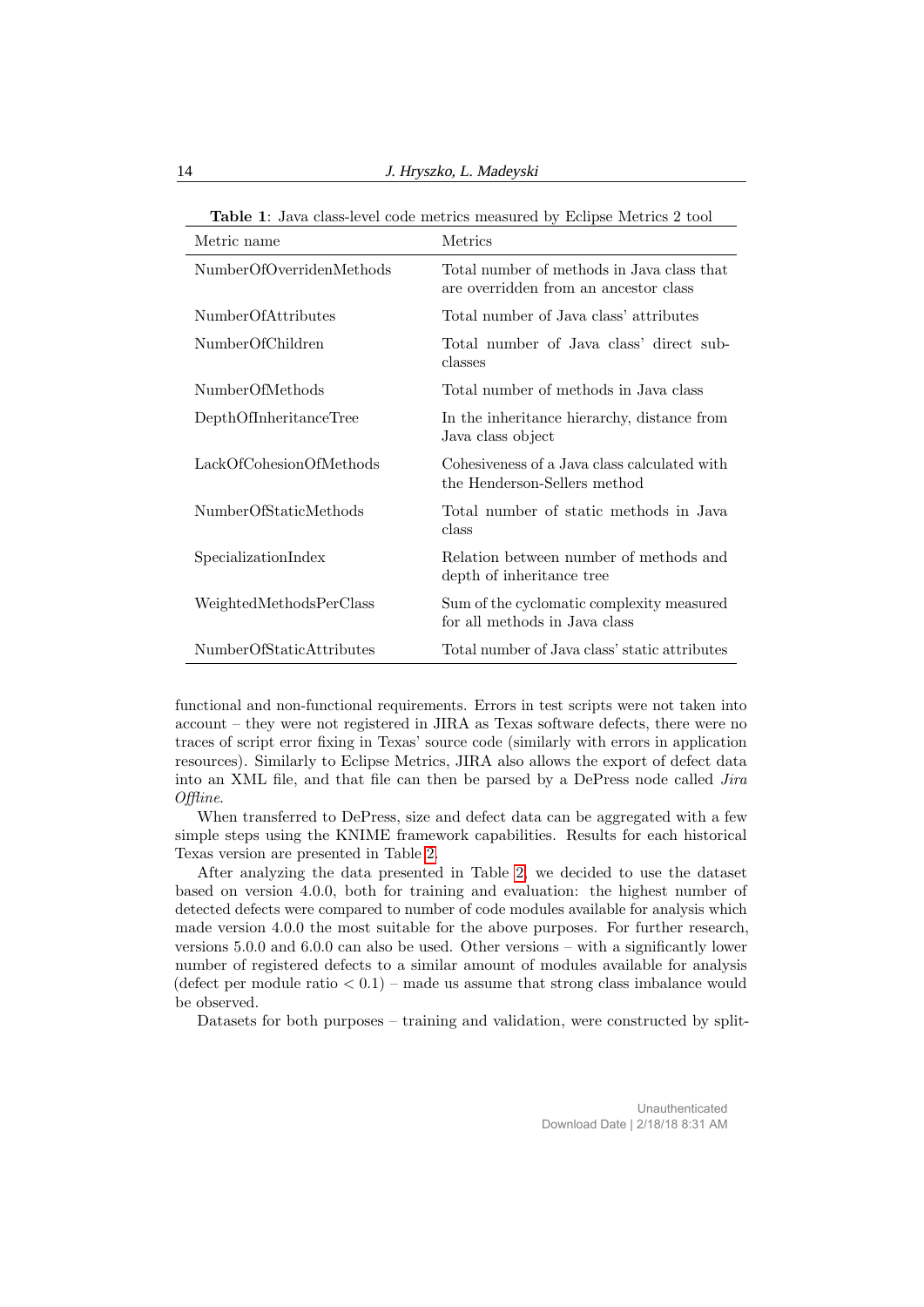**Table 1**: Java class-level code metrics measured by Eclipse Metrics 2 tool

| Metric name | Metrics |
|---|---|
| NumberOfOverridenMethods | Total number of methods in Java class that are overridden from an ancestor class |
| NumberOfAttributes | Total number of Java class' attributes |
| NumberOfChildren | Total number of Java class' direct subclasses |
| NumberOfMethods | Total number of methods in Java class |
| DepthOfInheritanceTree | In the inheritance hierarchy, distance from Java class object |
| LackOfCohesionOfMethods | Cohesiveness of a Java class calculated with the Henderson-Sellers method |
| NumberOfStaticMethods | Total number of static methods in Java class |
| SpecializationIndex | Relation between number of methods and depth of inheritance tree |
| WeightedMethodsPerClass | Sum of the cyclomatic complexity measured for all methods in Java class |
| NumberOfStaticAttributes | Total number of Java class' static attributes |

functional and non-functional requirements. Errors in test scripts were not taken into account – they were not registered in JIRA as Texas software defects, there were no traces of script error fixing in Texas' source code (similarly with errors in application resources). Similarly to Eclipse Metrics, JIRA also allows the export of defect data into an XML file, and that file can then be parsed by a DePress node called *Jira Offline*.

When transferred to DePress, size and defect data can be aggregated with a few simple steps using the KNIME framework capabilities. Results for each historical Texas version are presented in Table 2.

After analyzing the data presented in Table 2, we decided to use the dataset based on version 4.0.0, both for training and evaluation: the highest number of detected defects were compared to number of code modules available for analysis which made version 4.0.0 the most suitable for the above purposes. For further research, versions 5.0.0 and 6.0.0 can also be used. Other versions – with a significantly lower number of registered defects to a similar amount of modules available for analysis (defect per module ratio $< 0.1$) – made us assume that strong class imbalance would be observed.

Datasets for both purposes – training and validation, were constructed by split-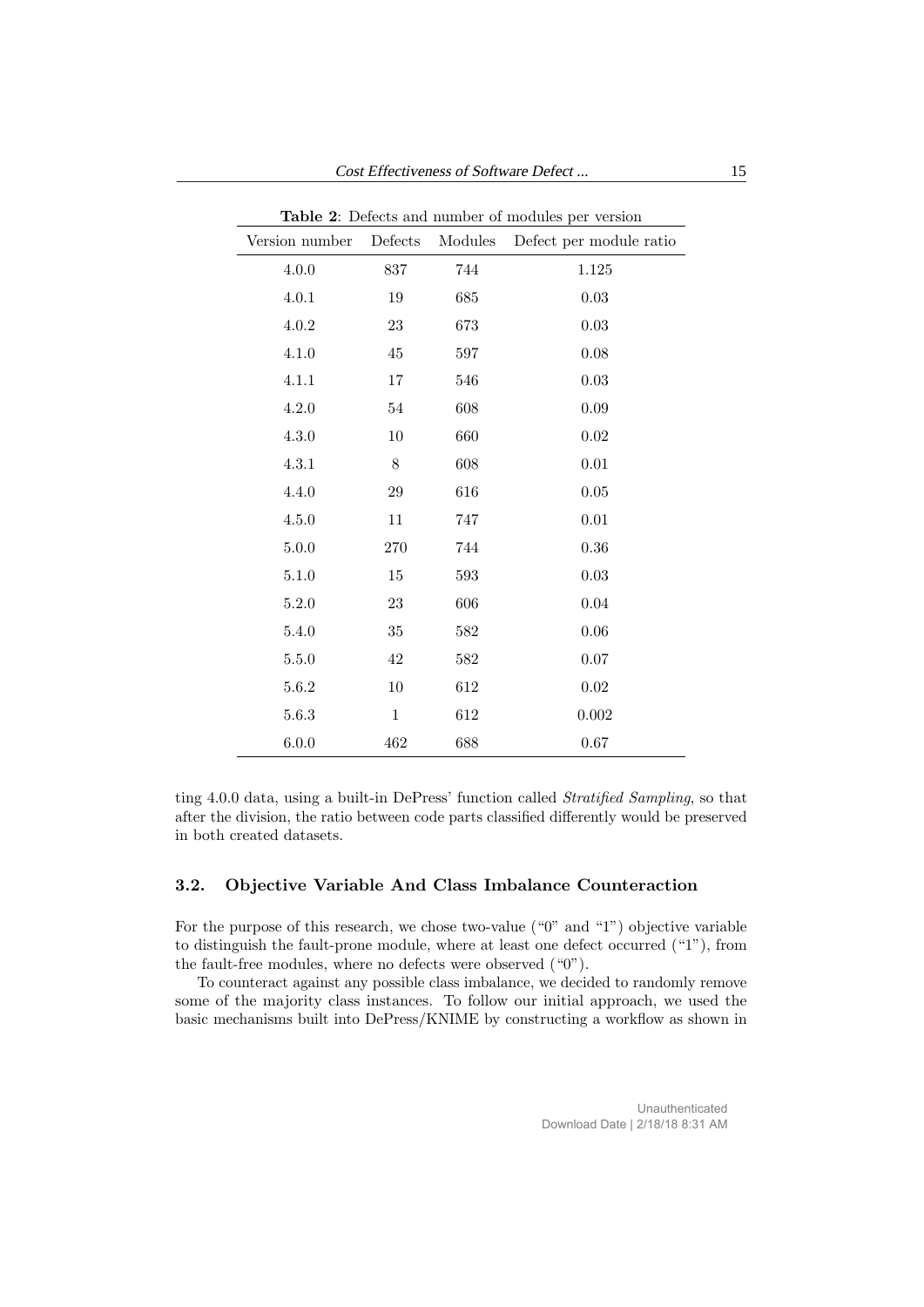**Table 2**: Defects and number of modules per version

| Version number | Defects | Modules | Defect per module ratio |
|---|---|---|---|
| 4.0.0 | 837 | 744 | 1.125 |
| 4.0.1 | 19 | 685 | 0.03 |
| 4.0.2 | 23 | 673 | 0.03 |
| 4.1.0 | 45 | 597 | 0.08 |
| 4.1.1 | 17 | 546 | 0.03 |
| 4.2.0 | 54 | 608 | 0.09 |
| 4.3.0 | 10 | 660 | 0.02 |
| 4.3.1 | 8 | 608 | 0.01 |
| 4.4.0 | 29 | 616 | 0.05 |
| 4.5.0 | 11 | 747 | 0.01 |
| 5.0.0 | 270 | 744 | 0.36 |
| 5.1.0 | 15 | 593 | 0.03 |
| 5.2.0 | 23 | 606 | 0.04 |
| 5.4.0 | 35 | 582 | 0.06 |
| 5.5.0 | 42 | 582 | 0.07 |
| 5.6.2 | 10 | 612 | 0.02 |
| 5.6.3 | 1 | 612 | 0.002 |
| 6.0.0 | 462 | 688 | 0.67 |

ting 4.0.0 data, using a built-in DePress' function called *Stratified Sampling*, so that after the division, the ratio between code parts classified differently would be preserved in both created datasets.

### 3.2. Objective Variable And Class Imbalance Counteraction

For the purpose of this research, we chose two-value ("0" and "1") objective variable to distinguish the fault-prone module, where at least one defect occurred ("1"), from the fault-free modules, where no defects were observed ("0").

To counteract against any possible class imbalance, we decided to randomly remove some of the majority class instances. To follow our initial approach, we used the basic mechanisms built into DePress/KNIME by constructing a workflow as shown in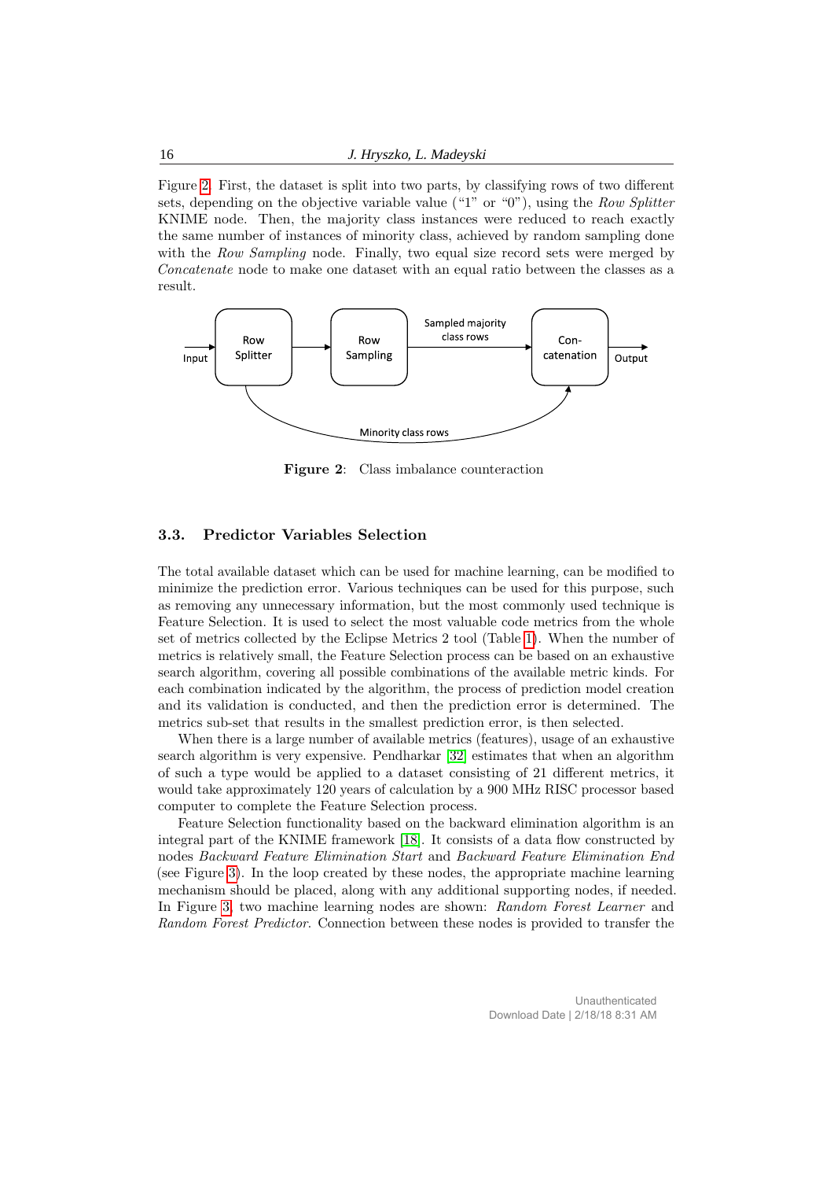Figure 2. First, the dataset is split into two parts, by classifying rows of two different sets, depending on the objective variable value ("1" or "0"), using the *Row Splitter* KNIME node. Then, the majority class instances were reduced to reach exactly the same number of instances of minority class, achieved by random sampling done with the *Row Sampling* node. Finally, two equal size record sets were merged by *Concatenate* node to make one dataset with an equal ratio between the classes as a result.

**Figure 2**: Class imbalance counteraction

### 3.3. Predictor Variables Selection

The total available dataset which can be used for machine learning, can be modified to minimize the prediction error. Various techniques can be used for this purpose, such as removing any unnecessary information, but the most commonly used technique is Feature Selection. It is used to select the most valuable code metrics from the whole set of metrics collected by the Eclipse Metrics 2 tool (Table 1). When the number of metrics is relatively small, the Feature Selection process can be based on an exhaustive search algorithm, covering all possible combinations of the available metric kinds. For each combination indicated by the algorithm, the process of prediction model creation and its validation is conducted, and then the prediction error is determined. The metrics sub-set that results in the smallest prediction error, is then selected.

When there is a large number of available metrics (features), usage of an exhaustive search algorithm is very expensive. Pendharkar [32] estimates that when an algorithm of such a type would be applied to a dataset consisting of 21 different metrics, it would take approximately 120 years of calculation by a 900 MHz RISC processor based computer to complete the Feature Selection process.

Feature Selection functionality based on the backward elimination algorithm is an integral part of the KNIME framework [18]. It consists of a data flow constructed by nodes *Backward Feature Elimination Start* and *Backward Feature Elimination End* (see Figure 3). In the loop created by these nodes, the appropriate machine learning mechanism should be placed, along with any additional supporting nodes, if needed. In Figure 3, two machine learning nodes are shown: *Random Forest Learner* and *Random Forest Predictor*. Connection between these nodes is provided to transfer the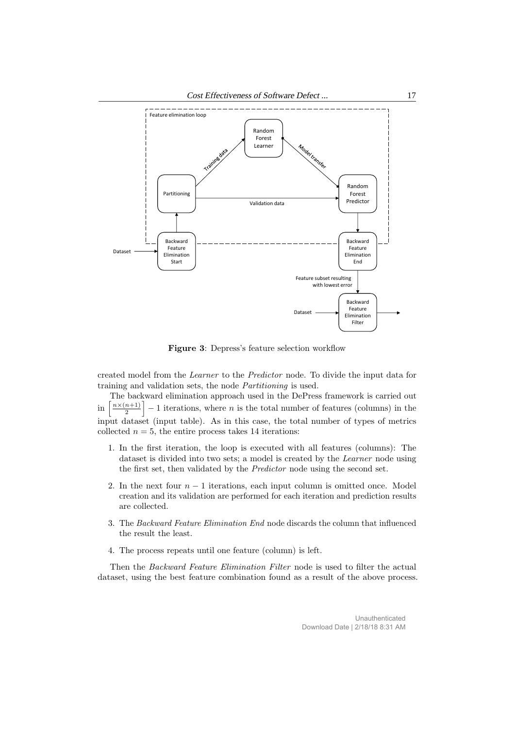**Figure 3**: Depress's feature selection workflow

created model from the *Learner* to the *Predictor* node. To divide the input data for training and validation sets, the node *Partitioning* is used.

The backward elimination approach used in the DePress framework is carried out in $\left\lceil \frac{n \times (n+1)}{2} \right\rceil - 1$ iterations, where $n$ is the total number of features (columns) in the input dataset (input table). As in this case, the total number of types of metrics collected $n = 5$, the entire process takes 14 iterations:

1. In the first iteration, the loop is executed with all features (columns): The dataset is divided into two sets; a model is created by the *Learner* node using the first set, then validated by the *Predictor* node using the second set.
2. In the next four $n - 1$ iterations, each input column is omitted once. Model creation and its validation are performed for each iteration and prediction results are collected.
3. The *Backward Feature Elimination End* node discards the column that influenced the result the least.
4. The process repeats until one feature (column) is left.

Then the *Backward Feature Elimination Filter* node is used to filter the actual dataset, using the best feature combination found as a result of the above process.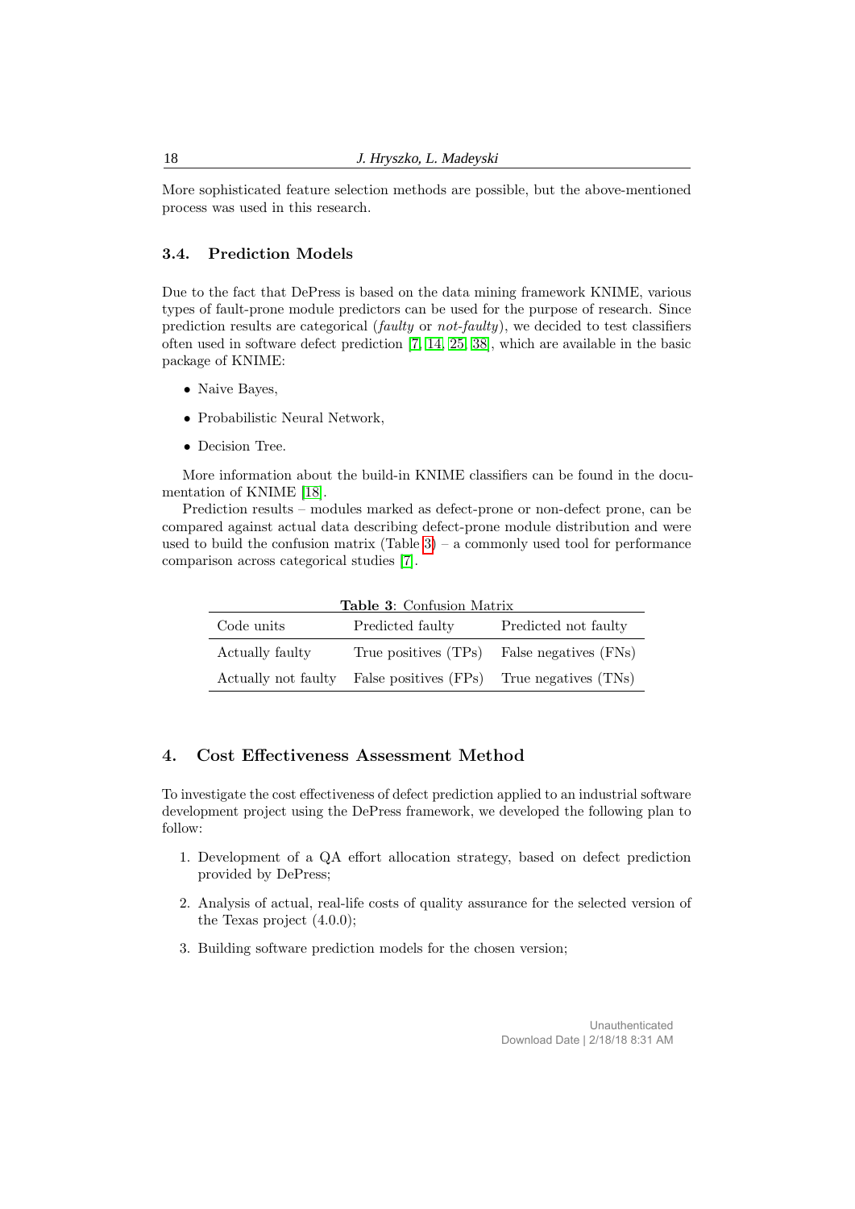More sophisticated feature selection methods are possible, but the above-mentioned process was used in this research.

### 3.4. Prediction Models

Due to the fact that DePress is based on the data mining framework KNIME, various types of fault-prone module predictors can be used for the purpose of research. Since prediction results are categorical (*faulty* or *not-faulty*), we decided to test classifiers often used in software defect prediction [7, 14, 25, 38], which are available in the basic package of KNIME:

- Naive Bayes,
- Probabilistic Neural Network,
- Decision Tree.

More information about the build-in KNIME classifiers can be found in the documentation of KNIME [18].

Prediction results – modules marked as defect-prone or non-defect prone, can be compared against actual data describing defect-prone module distribution and were used to build the confusion matrix (Table 3) – a commonly used tool for performance comparison across categorical studies [7].

**Table 3**: Confusion Matrix

| Code units | Predicted faulty | Predicted not faulty |
|---|---|---|
| Actually faulty | True positives (TPs) | False negatives (FNs) |
| Actually not faulty | False positives (FPs) | True negatives (TNs) |

## 4. Cost Effectiveness Assessment Method

To investigate the cost effectiveness of defect prediction applied to an industrial software development project using the DePress framework, we developed the following plan to follow:

1. Development of a QA effort allocation strategy, based on defect prediction provided by DePress;
2. Analysis of actual, real-life costs of quality assurance for the selected version of the Texas project (4.0.0);
3. Building software prediction models for the chosen version;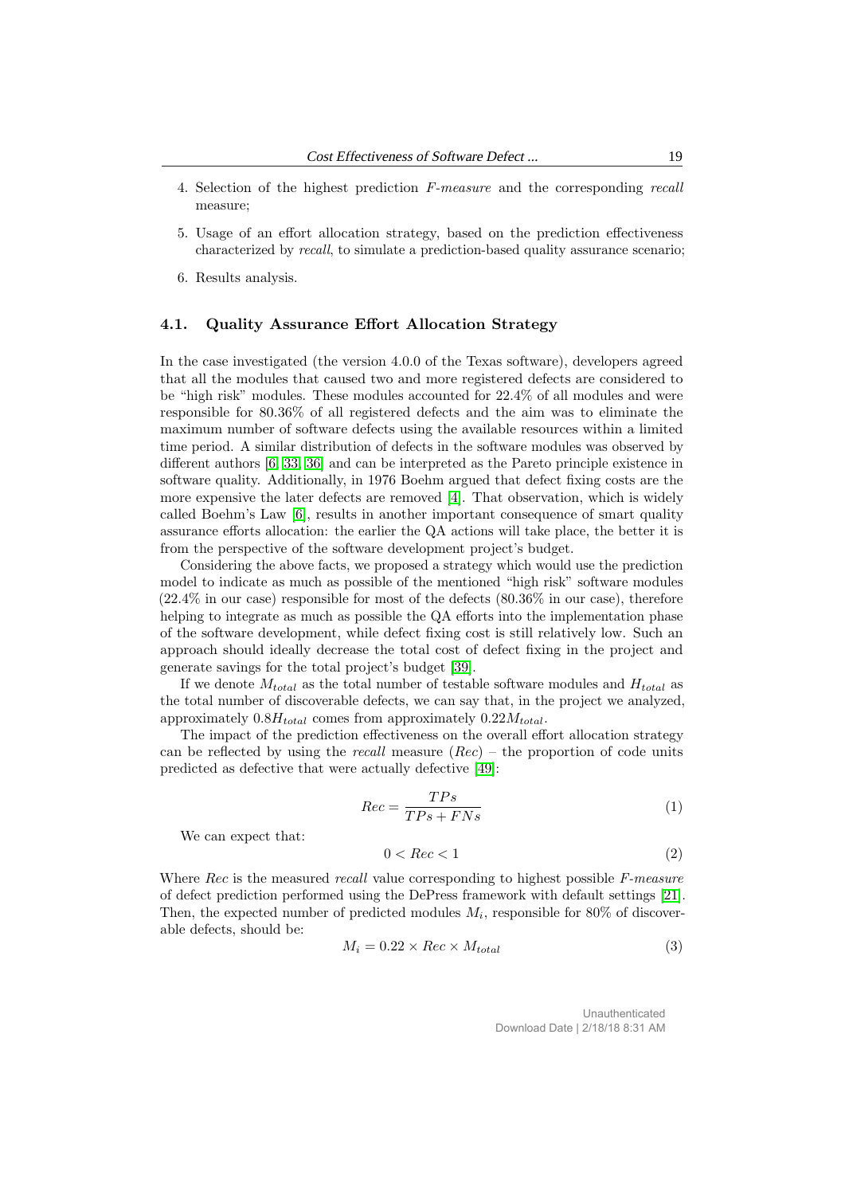4. Selection of the highest prediction *F-measure* and the corresponding *recall* measure;

5. Usage of an effort allocation strategy, based on the prediction effectiveness characterized by *recall*, to simulate a prediction-based quality assurance scenario;

6. Results analysis.

### 4.1. Quality Assurance Effort Allocation Strategy

In the case investigated (the version 4.0.0 of the Texas software), developers agreed that all the modules that caused two and more registered defects are considered to be "high risk" modules. These modules accounted for 22.4% of all modules and were responsible for 80.36% of all registered defects and the aim was to eliminate the maximum number of software defects using the available resources within a limited time period. A similar distribution of defects in the software modules was observed by different authors [6, 33, 36] and can be interpreted as the Pareto principle existence in software quality. Additionally, in 1976 Boehm argued that defect fixing costs are the more expensive the later defects are removed [4]. That observation, which is widely called Boehm's Law [6], results in another important consequence of smart quality assurance efforts allocation: the earlier the QA actions will take place, the better it is from the perspective of the software development project's budget.

Considering the above facts, we proposed a strategy which would use the prediction model to indicate as much as possible of the mentioned "high risk" software modules (22.4% in our case) responsible for most of the defects (80.36% in our case), therefore helping to integrate as much as possible the QA efforts into the implementation phase of the software development, while defect fixing cost is still relatively low. Such an approach should ideally decrease the total cost of defect fixing in the project and generate savings for the total project's budget [39].

If we denote $M_{total}$ as the total number of testable software modules and $H_{total}$ as the total number of discoverable defects, we can say that, in the project we analyzed, approximately $0.8H_{total}$ comes from approximately $0.22M_{total}$.

The impact of the prediction effectiveness on the overall effort allocation strategy can be reflected by using the *recall* measure ($Rec$) – the proportion of code units predicted as defective that were actually defective [49]:

$$Rec = \frac{TPs}{TPs + FNs} \tag{1}$$

We can expect that:

$$0 < Rec < 1 \tag{2}$$

Where $Rec$ is the measured *recall* value corresponding to highest possible *F-measure* of defect prediction performed using the DePress framework with default settings [21]. Then, the expected number of predicted modules $M_i$, responsible for 80% of discoverable defects, should be:

$$M_i = 0.22 \times Rec \times M_{total} \tag{3}$$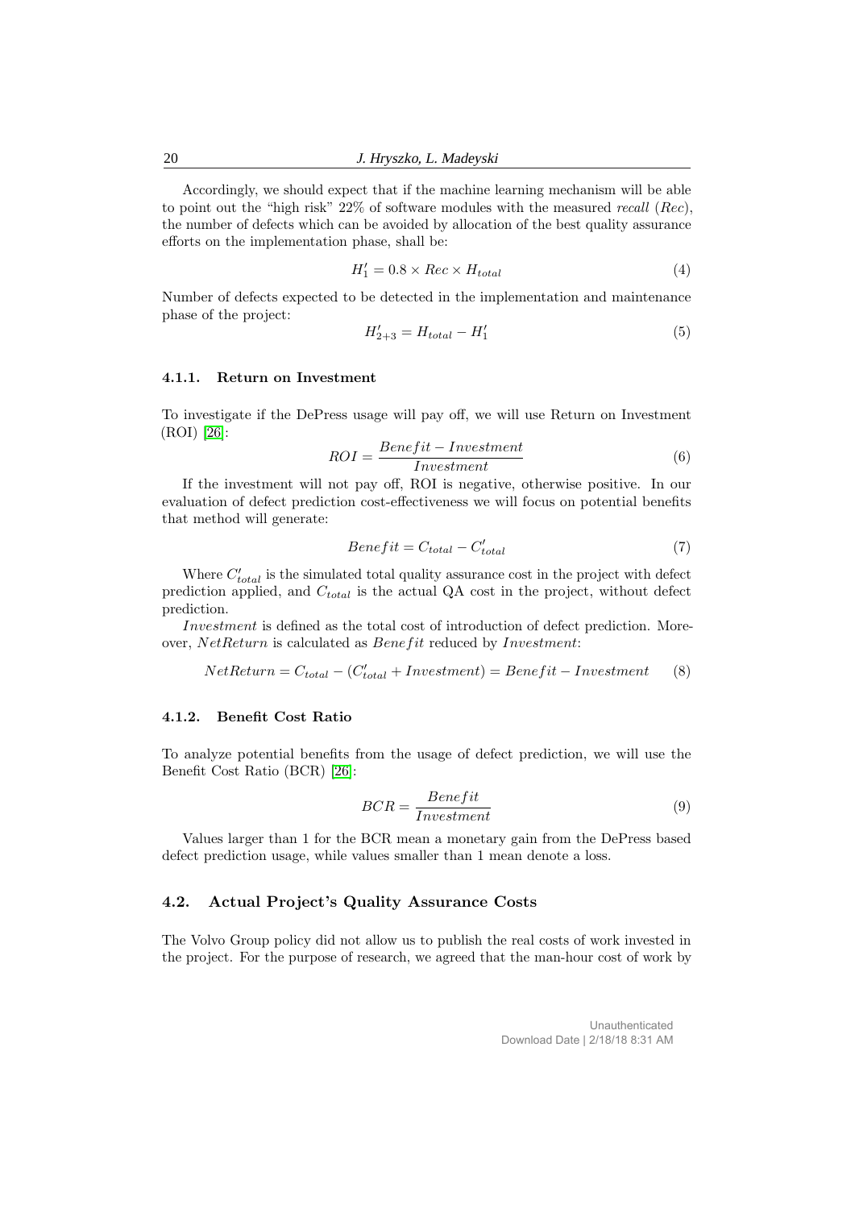Accordingly, we should expect that if the machine learning mechanism will be able to point out the "high risk" 22% of software modules with the measured *recall* (*Rec*), the number of defects which can be avoided by allocation of the best quality assurance efforts on the implementation phase, shall be:

$$H_1' = 0.8 \times Rec \times H_{total} \tag{4}$$

Number of defects expected to be detected in the implementation and maintenance phase of the project:

$$H_{2+3}' = H_{total} - H_1' \tag{5}$$

#### 4.1.1. Return on Investment

To investigate if the DePress usage will pay off, we will use Return on Investment (ROI) [26]:

$$ROI = \frac{Benefit - Investment}{Investment} \tag{6}$$

If the investment will not pay off, ROI is negative, otherwise positive. In our evaluation of defect prediction cost-effectiveness we will focus on potential benefits that method will generate:

$$Benefit = C_{total} - C_{total}' \tag{7}$$

Where $C_{total}'$ is the simulated total quality assurance cost in the project with defect prediction applied, and $C_{total}$ is the actual QA cost in the project, without defect prediction.

$Investment$ is defined as the total cost of introduction of defect prediction. Moreover, $NetReturn$ is calculated as $Benefit$ reduced by $Investment$:

$$NetReturn = C_{total} - (C_{total}' + Investment) = Benefit - Investment \tag{8}$$

#### 4.1.2. Benefit Cost Ratio

To analyze potential benefits from the usage of defect prediction, we will use the Benefit Cost Ratio (BCR) [26]:

$$BCR = \frac{Benefit}{Investment} \tag{9}$$

Values larger than 1 for the BCR mean a monetary gain from the DePress based defect prediction usage, while values smaller than 1 mean denote a loss.

### 4.2. Actual Project's Quality Assurance Costs

The Volvo Group policy did not allow us to publish the real costs of work invested in the project. For the purpose of research, we agreed that the man-hour cost of work by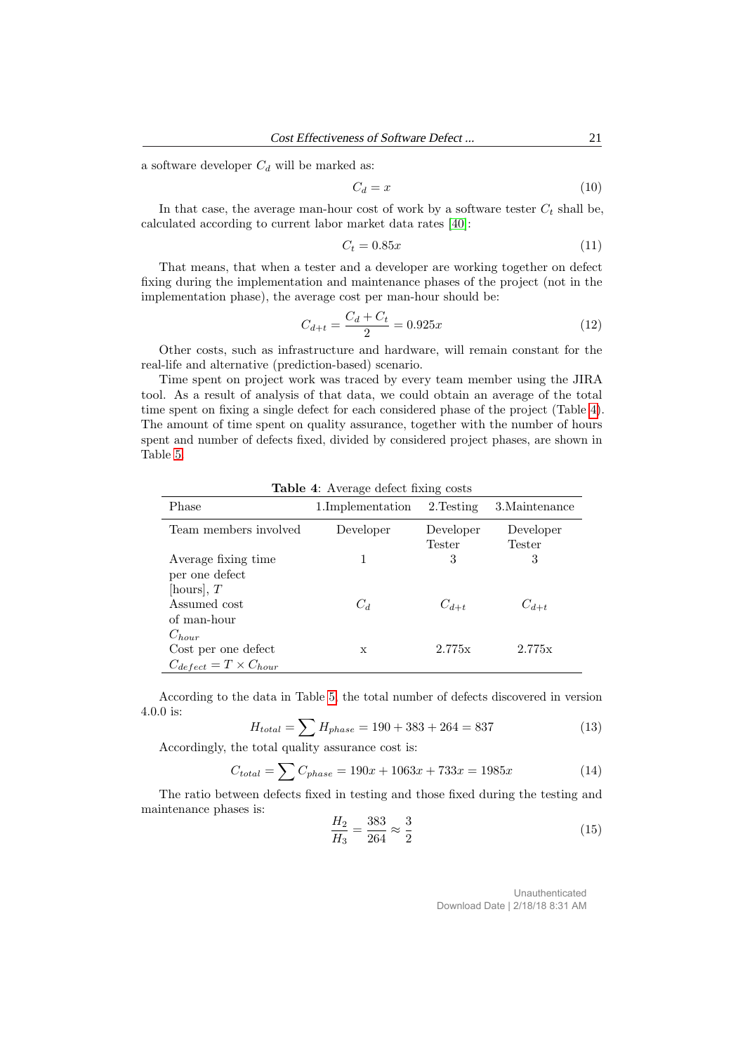a software developer $C_d$ will be marked as:

$$C_d = x \tag{10}$$

In that case, the average man-hour cost of work by a software tester $C_t$ shall be, calculated according to current labor market data rates [40]:

$$C_t = 0.85x \tag{11}$$

That means, that when a tester and a developer are working together on defect fixing during the implementation and maintenance phases of the project (not in the implementation phase), the average cost per man-hour should be:

$$C_{d+t} = \frac{C_d + C_t}{2} = 0.925x \tag{12}$$

Other costs, such as infrastructure and hardware, will remain constant for the real-life and alternative (prediction-based) scenario.

Time spent on project work was traced by every team member using the JIRA tool. As a result of analysis of that data, we could obtain an average of the total time spent on fixing a single defect for each considered phase of the project (Table 4). The amount of time spent on quality assurance, together with the number of hours spent and number of defects fixed, divided by considered project phases, are shown in Table 5.

**Table 4**: Average defect fixing costs

| Phase | 1.Implementation | 2.Testing | 3.Maintenance |
|---|---|---|---|
| Team members involved | Developer | Developer Tester | Developer Tester |
| Average fixing time per one defect [hours], $T$ | 1 | 3 | 3 |
| Assumed cost of man-hour $C_{hour}$ | $C_d$ | $C_{d+t}$ | $C_{d+t}$ |
| Cost per one defect $C_{defect} = T \times C_{hour}$ | x | 2.775x | 2.775x |

According to the data in Table 5, the total number of defects discovered in version 4.0.0 is:

$$H_{total} = \sum H_{phase} = 190 + 383 + 264 = 837 \tag{13}$$

Accordingly, the total quality assurance cost is:

$$C_{total} = \sum C_{phase} = 190x + 1063x + 733x = 1985x \tag{14}$$

The ratio between defects fixed in testing and those fixed during the testing and maintenance phases is:

$$\frac{H_2}{H_3} = \frac{383}{264} \approx \frac{3}{2} \tag{15}$$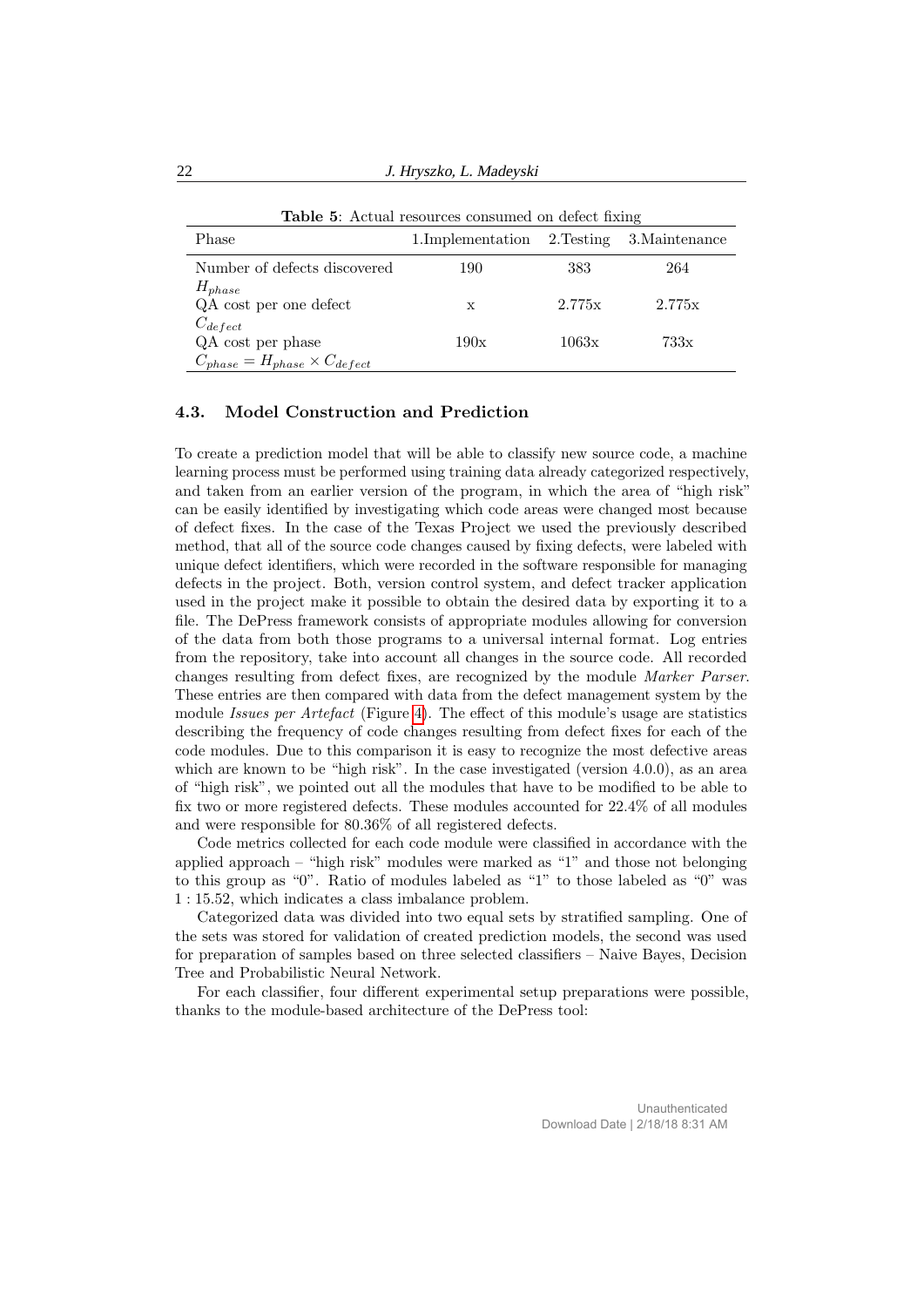**Table 5**: Actual resources consumed on defect fixing

| Phase | 1.Implementation | 2.Testing | 3.Maintenance |
|---|---|---|---|
| Number of defects discovered $H_{phase}$ | 190 | 383 | 264 |
| QA cost per one defect $C_{defect}$ | x | 2.775x | 2.775x |
| QA cost per phase $C_{phase} = H_{phase} \times C_{defect}$ | 190x | 1063x | 733x |

### 4.3. Model Construction and Prediction

To create a prediction model that will be able to classify new source code, a machine learning process must be performed using training data already categorized respectively, and taken from an earlier version of the program, in which the area of "high risk" can be easily identified by investigating which code areas were changed most because of defect fixes. In the case of the Texas Project we used the previously described method, that all of the source code changes caused by fixing defects, were labeled with unique defect identifiers, which were recorded in the software responsible for managing defects in the project. Both, version control system, and defect tracker application used in the project make it possible to obtain the desired data by exporting it to a file. The DePress framework consists of appropriate modules allowing for conversion of the data from both those programs to a universal internal format. Log entries from the repository, take into account all changes in the source code. All recorded changes resulting from defect fixes, are recognized by the module *Marker Parser*. These entries are then compared with data from the defect management system by the module *Issues per Artefact* (Figure 4). The effect of this module's usage are statistics describing the frequency of code changes resulting from defect fixes for each of the code modules. Due to this comparison it is easy to recognize the most defective areas which are known to be "high risk". In the case investigated (version 4.0.0), as an area of "high risk", we pointed out all the modules that have to be modified to be able to fix two or more registered defects. These modules accounted for 22.4% of all modules and were responsible for 80.36% of all registered defects.

Code metrics collected for each code module were classified in accordance with the applied approach – "high risk" modules were marked as "1" and those not belonging to this group as "0". Ratio of modules labeled as "1" to those labeled as "0" was $1 : 15.52$, which indicates a class imbalance problem.

Categorized data was divided into two equal sets by stratified sampling. One of the sets was stored for validation of created prediction models, the second was used for preparation of samples based on three selected classifiers – Naive Bayes, Decision Tree and Probabilistic Neural Network.

For each classifier, four different experimental setup preparations were possible, thanks to the module-based architecture of the DePress tool: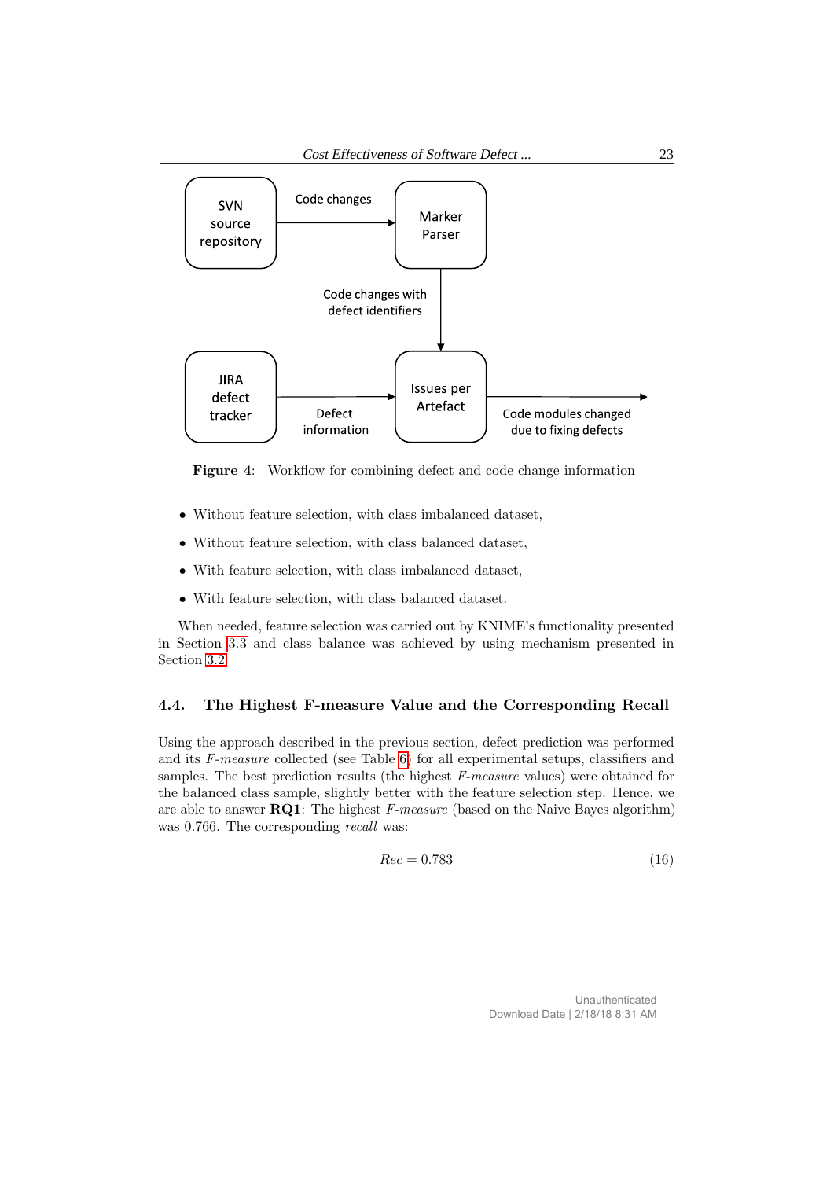Figure 4: Workflow for combining defect and code change information

- Without feature selection, with class imbalanced dataset,
- Without feature selection, with class balanced dataset,
- With feature selection, with class imbalanced dataset,
- With feature selection, with class balanced dataset.

When needed, feature selection was carried out by KNIME's functionality presented in Section 3.3 and class balance was achieved by using mechanism presented in Section 3.2.

### 4.4. The Highest F-measure Value and the Corresponding Recall

Using the approach described in the previous section, defect prediction was performed and its *F-measure* collected (see Table 6) for all experimental setups, classifiers and samples. The best prediction results (the highest *F-measure* values) were obtained for the balanced class sample, slightly better with the feature selection step. Hence, we are able to answer **RQ1**: The highest *F-measure* (based on the Naive Bayes algorithm) was 0.766. The corresponding *recall* was:

$$Rec = 0.783 \tag{16}$$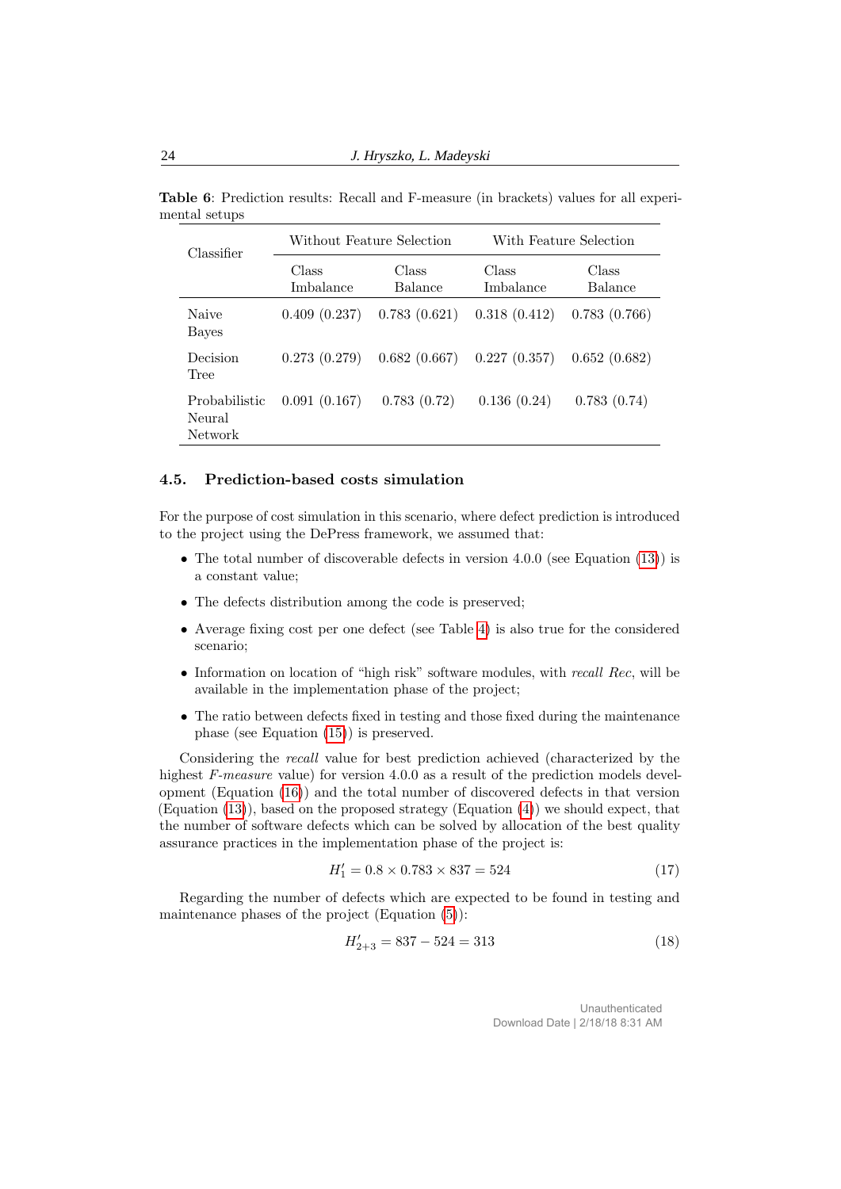**Table 6**: Prediction results: Recall and F-measure (in brackets) values for all experimental setups

| Classifier | Without Feature Selection | | With Feature Selection | |
|---|---|---|---|---|
| | Class Imbalance | Class Balance | Class Imbalance | Class Balance |
| Naive Bayes | 0.409 (0.237) | 0.783 (0.621) | 0.318 (0.412) | 0.783 (0.766) |
| Decision Tree | 0.273 (0.279) | 0.682 (0.667) | 0.227 (0.357) | 0.652 (0.682) |
| Probabilistic Neural Network | 0.091 (0.167) | 0.783 (0.72) | 0.136 (0.24) | 0.783 (0.74) |

## 4.5. Prediction-based costs simulation

For the purpose of cost simulation in this scenario, where defect prediction is introduced to the project using the DePress framework, we assumed that:

- The total number of discoverable defects in version 4.0.0 (see Equation (13)) is a constant value;
- The defects distribution among the code is preserved;
- Average fixing cost per one defect (see Table 4) is also true for the considered scenario;
- Information on location of "high risk" software modules, with *recall* *Rec*, will be available in the implementation phase of the project;
- The ratio between defects fixed in testing and those fixed during the maintenance phase (see Equation (15)) is preserved.

Considering the *recall* value for best prediction achieved (characterized by the highest *F-measure* value) for version 4.0.0 as a result of the prediction models development (Equation (16)) and the total number of discovered defects in that version (Equation (13)), based on the proposed strategy (Equation (4)) we should expect, that the number of software defects which can be solved by allocation of the best quality assurance practices in the implementation phase of the project is:

$$H_1' = 0.8 \times 0.783 \times 837 = 524 \tag{17}$$

Regarding the number of defects which are expected to be found in testing and maintenance phases of the project (Equation (5)):

$$H_{2+3}' = 837 - 524 = 313 \tag{18}$$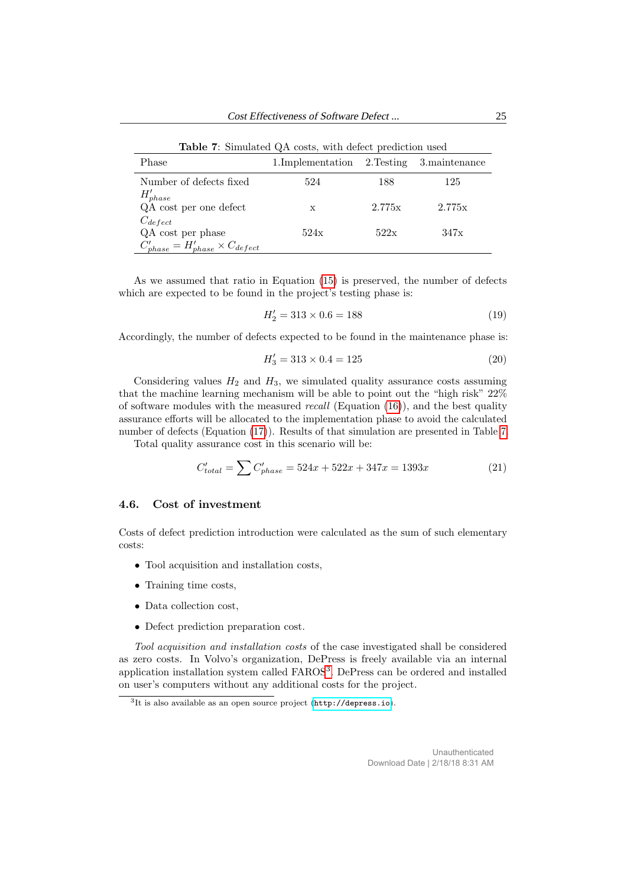**Table 7**: Simulated QA costs, with defect prediction used

| Phase | 1.Implementation | 2.Testing | 3.maintenance |
|---|---|---|---|
| Number of defects fixed $H'_{phase}$ | 524 | 188 | 125 |
| QA cost per one defect $C_{defect}$ | x | 2.775x | 2.775x |
| QA cost per phase $C'_{phase} = H'_{phase} \times C_{defect}$ | 524x | 522x | 347x |

As we assumed that ratio in Equation (15) is preserved, the number of defects which are expected to be found in the project's testing phase is:

$$H'_2 = 313 \times 0.6 = 188 \tag{19}$$

Accordingly, the number of defects expected to be found in the maintenance phase is:

$$H'_3 = 313 \times 0.4 = 125 \tag{20}$$

Considering values $H_2$ and $H_3$, we simulated quality assurance costs assuming that the machine learning mechanism will be able to point out the "high risk" 22% of software modules with the measured *recall* (Equation (16)), and the best quality assurance efforts will be allocated to the implementation phase to avoid the calculated number of defects (Equation (17)). Results of that simulation are presented in Table 7.

Total quality assurance cost in this scenario will be:

$$C'_{total} = \sum C'_{phase} = 524x + 522x + 347x = 1393x \tag{21}$$

### 4.6. Cost of investment

Costs of defect prediction introduction were calculated as the sum of such elementary costs:

- Tool acquisition and installation costs,
- Training time costs,
- Data collection cost,
- Defect prediction preparation cost.

*Tool acquisition and installation costs* of the case investigated shall be considered as zero costs. In Volvo's organization, DePress is freely available via an internal application installation system called FAROS[3]. DePress can be ordered and installed on user's computers without any additional costs for the project.

[3] It is also available as an open source project (http://depress.io).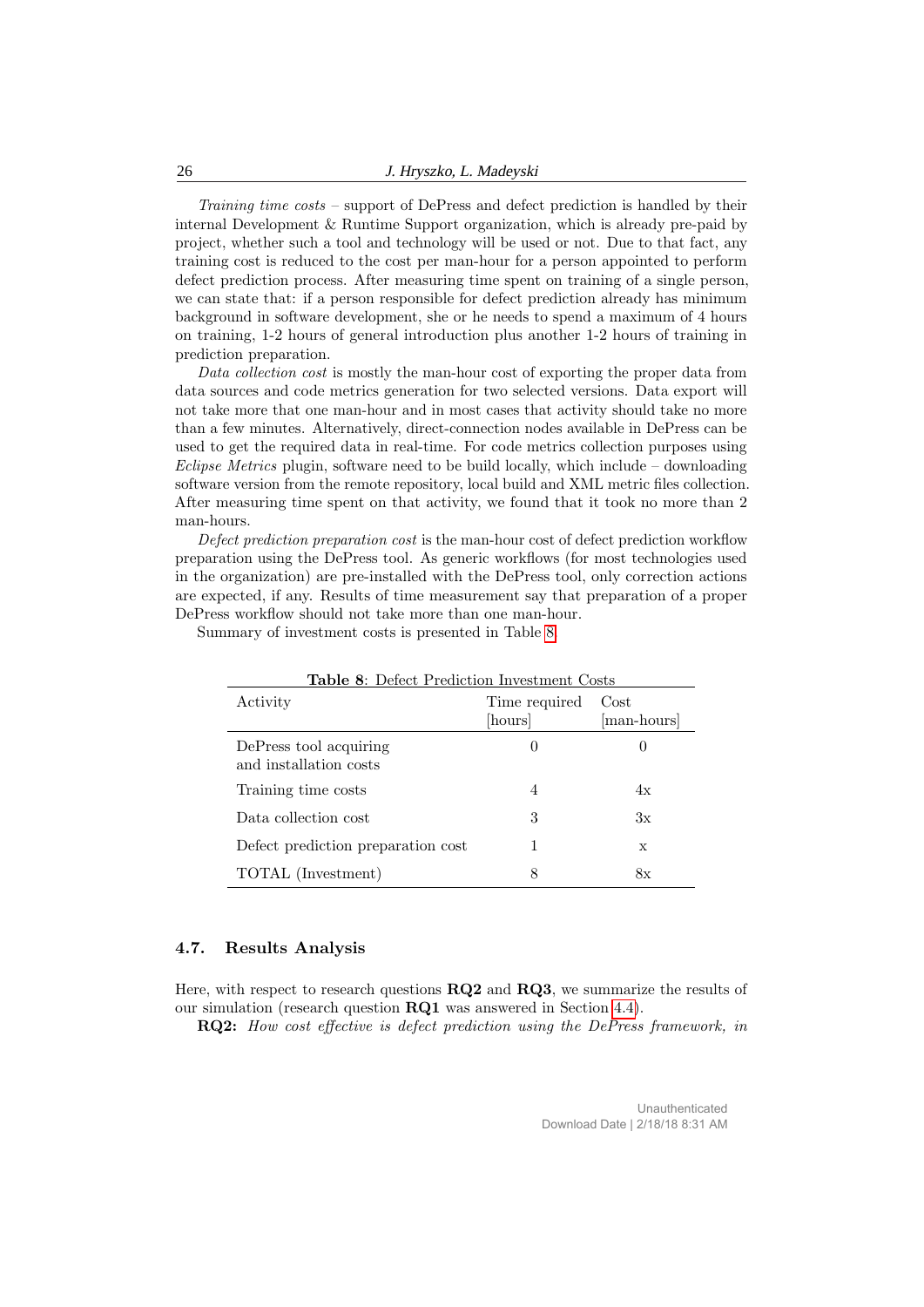*Training time costs* – support of DePress and defect prediction is handled by their internal Development & Runtime Support organization, which is already pre-paid by project, whether such a tool and technology will be used or not. Due to that fact, any training cost is reduced to the cost per man-hour for a person appointed to perform defect prediction process. After measuring time spent on training of a single person, we can state that: if a person responsible for defect prediction already has minimum background in software development, she or he needs to spend a maximum of 4 hours on training, 1-2 hours of general introduction plus another 1-2 hours of training in prediction preparation.

*Data collection cost* is mostly the man-hour cost of exporting the proper data from data sources and code metrics generation for two selected versions. Data export will not take more that one man-hour and in most cases that activity should take no more than a few minutes. Alternatively, direct-connection nodes available in DePress can be used to get the required data in real-time. For code metrics collection purposes using *Eclipse Metrics* plugin, software need to be build locally, which include – downloading software version from the remote repository, local build and XML metric files collection. After measuring time spent on that activity, we found that it took no more than 2 man-hours.

*Defect prediction preparation cost* is the man-hour cost of defect prediction workflow preparation using the DePress tool. As generic workflows (for most technologies used in the organization) are pre-installed with the DePress tool, only correction actions are expected, if any. Results of time measurement say that preparation of a proper DePress workflow should not take more than one man-hour.

Summary of investment costs is presented in Table 8.

**Table 8**: Defect Prediction Investment Costs

| Activity | Time required [hours] | Cost [man-hours] |
|---|---|---|
| DePress tool acquiring and installation costs | 0 | 0 |
| Training time costs | 4 | 4x |
| Data collection cost | 3 | 3x |
| Defect prediction preparation cost | 1 | x |
| TOTAL (Investment) | 8 | 8x |

### 4.7. Results Analysis

Here, with respect to research questions **RQ2** and **RQ3**, we summarize the results of our simulation (research question **RQ1** was answered in Section 4.4).

**RQ2:** *How cost effective is defect prediction using the DePress framework, in*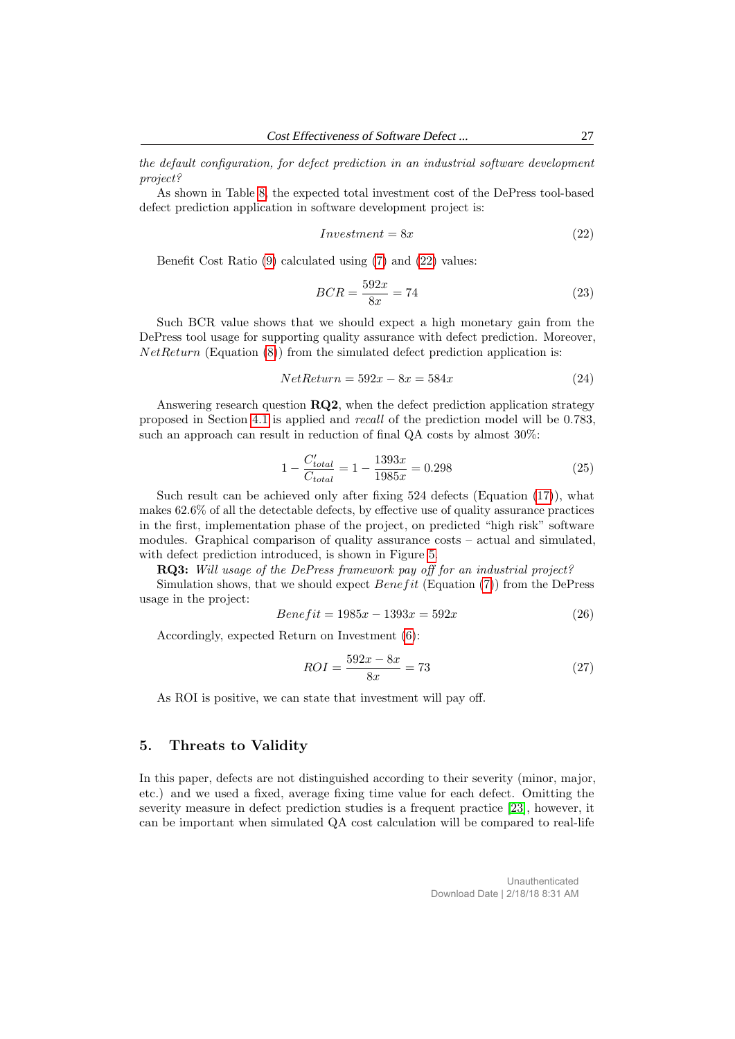*the default configuration, for defect prediction in an industrial software development project?*

As shown in Table 8, the expected total investment cost of the DePress tool-based defect prediction application in software development project is:

$$Investment = 8x \tag{22}$$

Benefit Cost Ratio (9) calculated using (7) and (22) values:

$$BCR = \frac{592x}{8x} = 74 \tag{23}$$

Such BCR value shows that we should expect a high monetary gain from the DePress tool usage for supporting quality assurance with defect prediction. Moreover, $NetReturn$ (Equation (8)) from the simulated defect prediction application is:

$$NetReturn = 592x - 8x = 584x \tag{24}$$

Answering research question **RQ2**, when the defect prediction application strategy proposed in Section 4.1 is applied and *recall* of the prediction model will be 0.783, such an approach can result in reduction of final QA costs by almost 30%:

$$1 - \frac{C'_{total}}{C_{total}} = 1 - \frac{1393x}{1985x} = 0.298 \tag{25}$$

Such result can be achieved only after fixing 524 defects (Equation (17)), what makes 62.6% of all the detectable defects, by effective use of quality assurance practices in the first, implementation phase of the project, on predicted "high risk" software modules. Graphical comparison of quality assurance costs – actual and simulated, with defect prediction introduced, is shown in Figure 5.

**RQ3:** *Will usage of the DePress framework pay off for an industrial project?*

Simulation shows, that we should expect $Benefit$ (Equation (7)) from the DePress usage in the project:

$$Benefit = 1985x - 1393x = 592x \tag{26}$$

Accordingly, expected Return on Investment (6):

$$ROI = \frac{592x - 8x}{8x} = 73 \tag{27}$$

As ROI is positive, we can state that investment will pay off.

## 5. Threats to Validity

In this paper, defects are not distinguished according to their severity (minor, major, etc.) and we used a fixed, average fixing time value for each defect. Omitting the severity measure in defect prediction studies is a frequent practice [23], however, it can be important when simulated QA cost calculation will be compared to real-life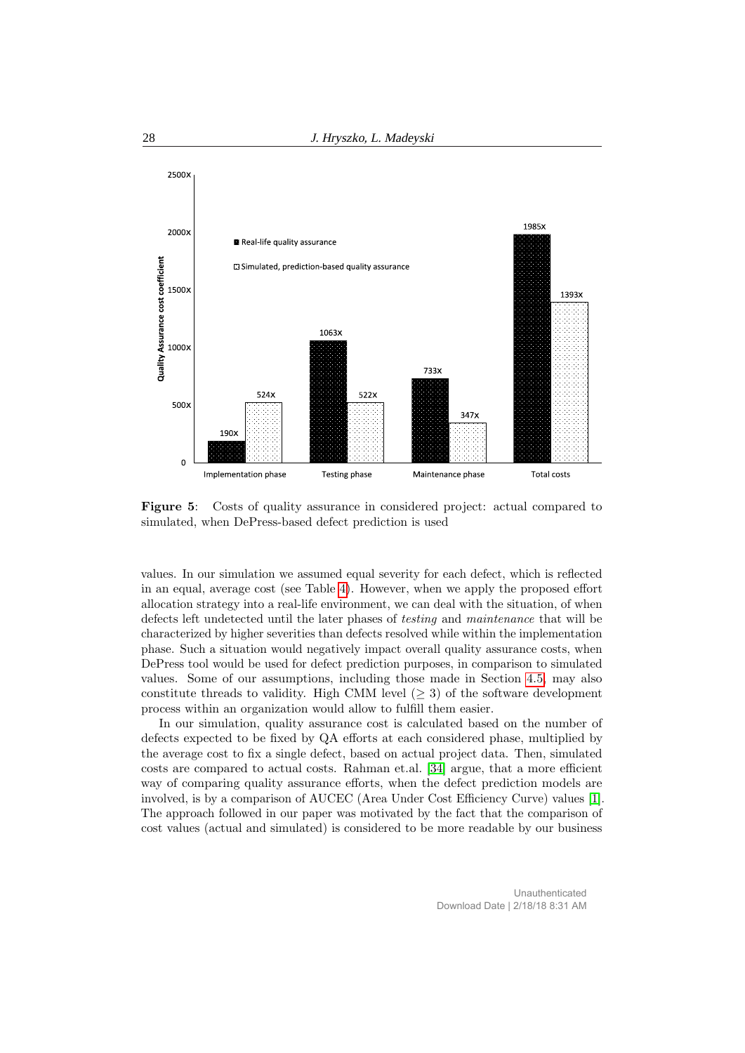**Figure 5**: Costs of quality assurance in considered project: actual compared to simulated, when DePress-based defect prediction is used

values. In our simulation we assumed equal severity for each defect, which is reflected in an equal, average cost (see Table 4). However, when we apply the proposed effort allocation strategy into a real-life environment, we can deal with the situation, of when defects left undetected until the later phases of *testing* and *maintenance* that will be characterized by higher severities than defects resolved while within the implementation phase. Such a situation would negatively impact overall quality assurance costs, when DePress tool would be used for defect prediction purposes, in comparison to simulated values. Some of our assumptions, including those made in Section 4.5, may also constitute threads to validity. High CMM level ($\geq 3$) of the software development process within an organization would allow to fulfill them easier.

In our simulation, quality assurance cost is calculated based on the number of defects expected to be fixed by QA efforts at each considered phase, multiplied by the average cost to fix a single defect, based on actual project data. Then, simulated costs are compared to actual costs. Rahman et.al. [34] argue, that a more efficient way of comparing quality assurance efforts, when the defect prediction models are involved, is by a comparison of AUCEC (Area Under Cost Efficiency Curve) values [1]. The approach followed in our paper was motivated by the fact that the comparison of cost values (actual and simulated) is considered to be more readable by our business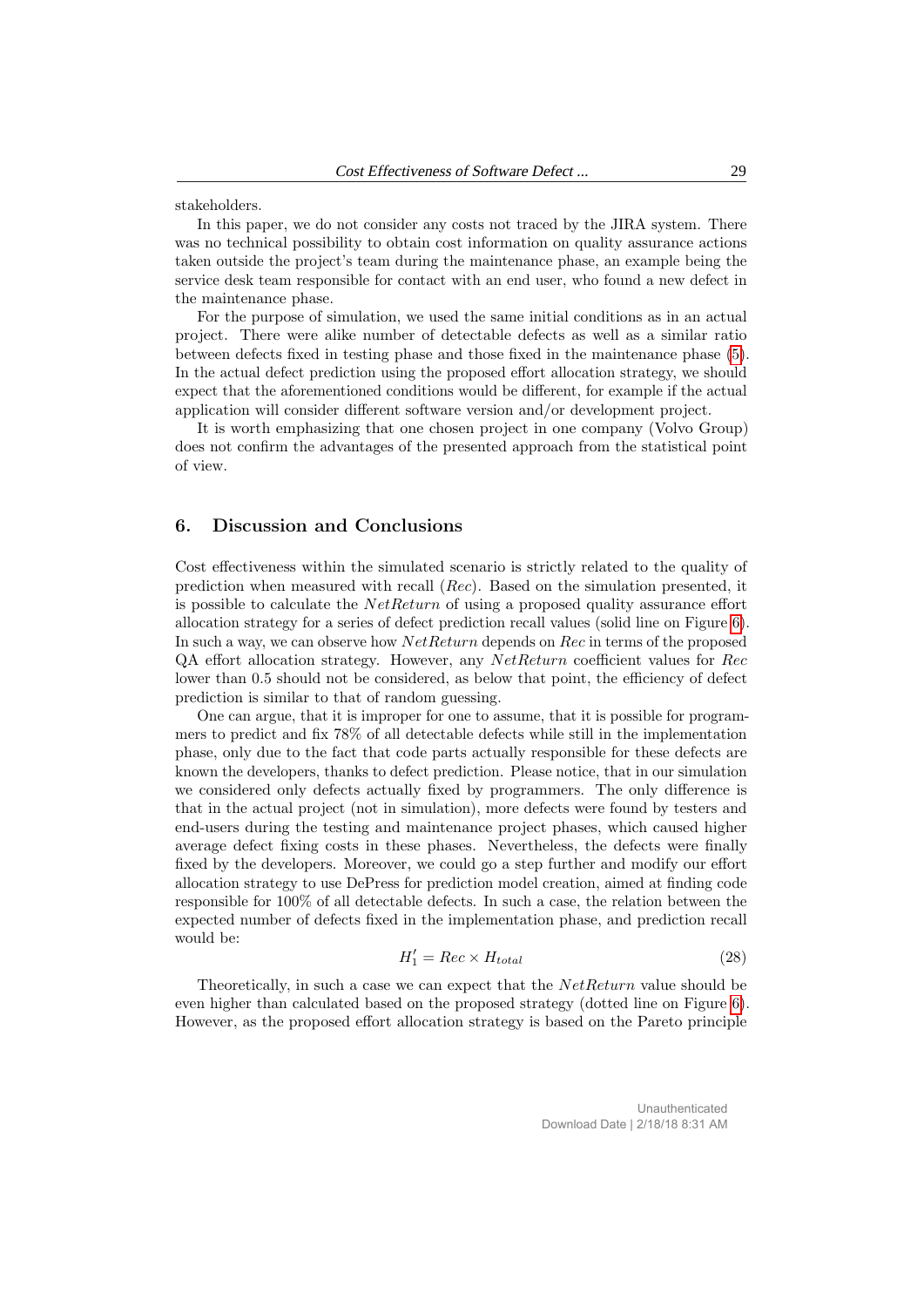stakeholders.

In this paper, we do not consider any costs not traced by the JIRA system. There was no technical possibility to obtain cost information on quality assurance actions taken outside the project's team during the maintenance phase, an example being the service desk team responsible for contact with an end user, who found a new defect in the maintenance phase.

For the purpose of simulation, we used the same initial conditions as in an actual project. There were alike number of detectable defects as well as a similar ratio between defects fixed in testing phase and those fixed in the maintenance phase (5). In the actual defect prediction using the proposed effort allocation strategy, we should expect that the aforementioned conditions would be different, for example if the actual application will consider different software version and/or development project.

It is worth emphasizing that one chosen project in one company (Volvo Group) does not confirm the advantages of the presented approach from the statistical point of view.

## 6. Discussion and Conclusions

Cost effectiveness within the simulated scenario is strictly related to the quality of prediction when measured with recall ($Rec$). Based on the simulation presented, it is possible to calculate the $NetReturn$ of using a proposed quality assurance effort allocation strategy for a series of defect prediction recall values (solid line on Figure 6). In such a way, we can observe how $NetReturn$ depends on $Rec$ in terms of the proposed QA effort allocation strategy. However, any $NetReturn$ coefficient values for $Rec$ lower than 0.5 should not be considered, as below that point, the efficiency of defect prediction is similar to that of random guessing.

One can argue, that it is improper for one to assume, that it is possible for programmers to predict and fix 78% of all detectable defects while still in the implementation phase, only due to the fact that code parts actually responsible for these defects are known the developers, thanks to defect prediction. Please notice, that in our simulation we considered only defects actually fixed by programmers. The only difference is that in the actual project (not in simulation), more defects were found by testers and end-users during the testing and maintenance project phases, which caused higher average defect fixing costs in these phases. Nevertheless, the defects were finally fixed by the developers. Moreover, we could go a step further and modify our effort allocation strategy to use DePress for prediction model creation, aimed at finding code responsible for 100% of all detectable defects. In such a case, the relation between the expected number of defects fixed in the implementation phase, and prediction recall would be:

$$H_1' = Rec \times H_{total} \tag{28}$$

Theoretically, in such a case we can expect that the $NetReturn$ value should be even higher than calculated based on the proposed strategy (dotted line on Figure 6). However, as the proposed effort allocation strategy is based on the Pareto principle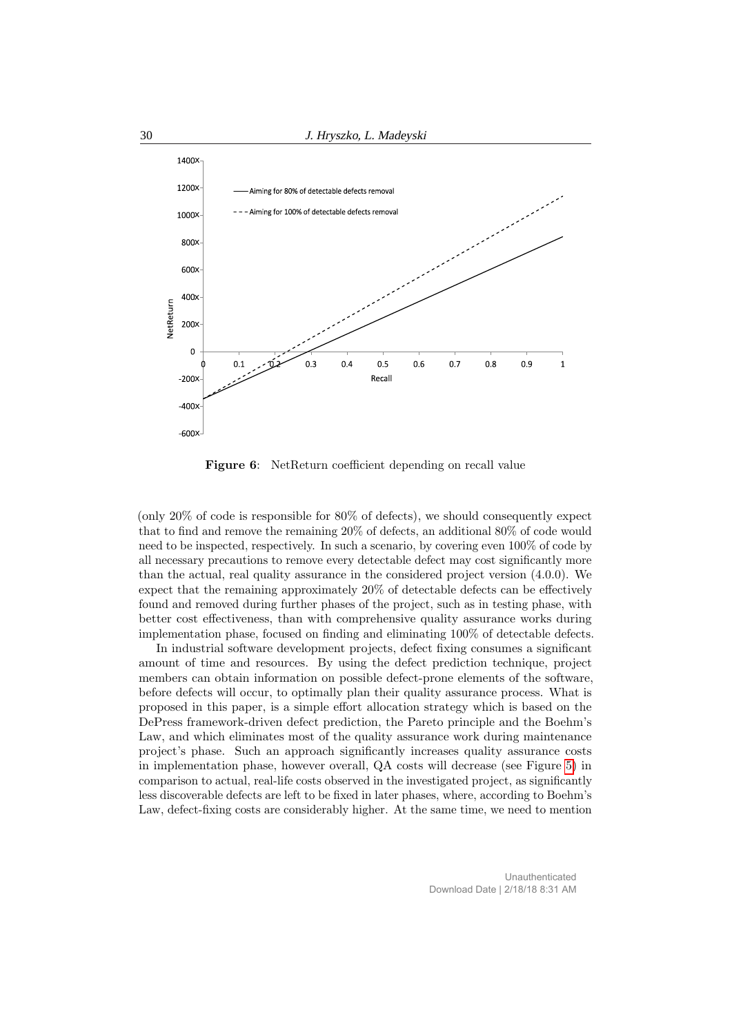**Figure 6**: NetReturn coefficient depending on recall value

(only 20% of code is responsible for 80% of defects), we should consequently expect that to find and remove the remaining 20% of defects, an additional 80% of code would need to be inspected, respectively. In such a scenario, by covering even 100% of code by all necessary precautions to remove every detectable defect may cost significantly more than the actual, real quality assurance in the considered project version (4.0.0). We expect that the remaining approximately 20% of detectable defects can be effectively found and removed during further phases of the project, such as in testing phase, with better cost effectiveness, than with comprehensive quality assurance works during implementation phase, focused on finding and eliminating 100% of detectable defects.

In industrial software development projects, defect fixing consumes a significant amount of time and resources. By using the defect prediction technique, project members can obtain information on possible defect-prone elements of the software, before defects will occur, to optimally plan their quality assurance process. What is proposed in this paper, is a simple effort allocation strategy which is based on the DePress framework-driven defect prediction, the Pareto principle and the Boehm's Law, and which eliminates most of the quality assurance work during maintenance project's phase. Such an approach significantly increases quality assurance costs in implementation phase, however overall, QA costs will decrease (see Figure 5) in comparison to actual, real-life costs observed in the investigated project, as significantly less discoverable defects are left to be fixed in later phases, where, according to Boehm's Law, defect-fixing costs are considerably higher. At the same time, we need to mention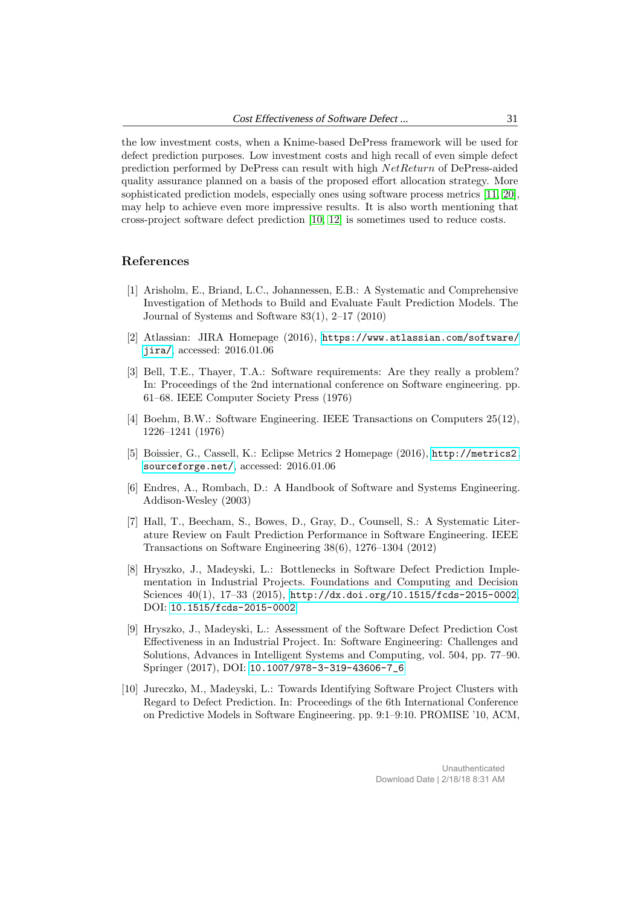the low investment costs, when a Knime-based DePress framework will be used for defect prediction purposes. Low investment costs and high recall of even simple defect prediction performed by DePress can result with high $NetReturn$ of DePress-aided quality assurance planned on a basis of the proposed effort allocation strategy. More sophisticated prediction models, especially ones using software process metrics [11, 20], may help to achieve even more impressive results. It is also worth mentioning that cross-project software defect prediction [10, 12] is sometimes used to reduce costs.

## References

[1] Arisholm, E., Briand, L.C., Johannessen, E.B.: A Systematic and Comprehensive Investigation of Methods to Build and Evaluate Fault Prediction Models. The Journal of Systems and Software 83(1), 2–17 (2010)

[2] Atlassian: JIRA Homepage (2016), https://www.atlassian.com/software/jira/, accessed: 2016.01.06

[3] Bell, T.E., Thayer, T.A.: Software requirements: Are they really a problem? In: Proceedings of the 2nd international conference on Software engineering. pp. 61–68. IEEE Computer Society Press (1976)

[4] Boehm, B.W.: Software Engineering. IEEE Transactions on Computers 25(12), 1226–1241 (1976)

[5] Boissier, G., Cassell, K.: Eclipse Metrics 2 Homepage (2016), http://metrics2.sourceforge.net/, accessed: 2016.01.06

[6] Endres, A., Rombach, D.: A Handbook of Software and Systems Engineering. Addison-Wesley (2003)

[7] Hall, T., Beecham, S., Bowes, D., Gray, D., Counsell, S.: A Systematic Literature Review on Fault Prediction Performance in Software Engineering. IEEE Transactions on Software Engineering 38(6), 1276–1304 (2012)

[8] Hryszko, J., Madeyski, L.: Bottlenecks in Software Defect Prediction Implementation in Industrial Projects. Foundations and Computing and Decision Sciences 40(1), 17–33 (2015), http://dx.doi.org/10.1515/fcds-2015-0002, DOI: 10.1515/fcds-2015-0002

[9] Hryszko, J., Madeyski, L.: Assessment of the Software Defect Prediction Cost Effectiveness in an Industrial Project. In: Software Engineering: Challenges and Solutions, Advances in Intelligent Systems and Computing, vol. 504, pp. 77–90. Springer (2017), DOI: 10.1007/978-3-319-43606-7_6

[10] Jureczko, M., Madeyski, L.: Towards Identifying Software Project Clusters with Regard to Defect Prediction. In: Proceedings of the 6th International Conference on Predictive Models in Software Engineering. pp. 9:1–9:10. PROMISE '10, ACM,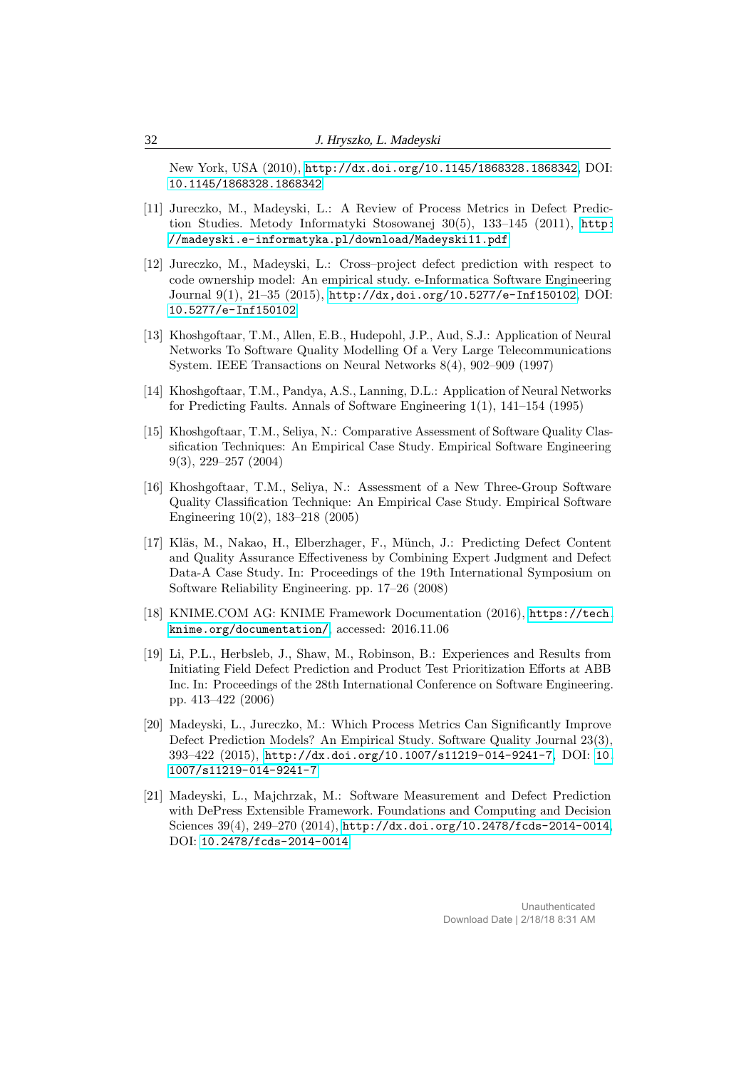New York, USA (2010), http://dx.doi.org/10.1145/1868328.1868342, DOI: 10.1145/1868328.1868342

[11] Jureczko, M., Madeyski, L.: A Review of Process Metrics in Defect Prediction Studies. Metody Informatyki Stosowanej 30(5), 133–145 (2011), http://madeyski.e-informatyka.pl/download/Madeyski11.pdf

[12] Jureczko, M., Madeyski, L.: Cross–project defect prediction with respect to code ownership model: An empirical study. e-Informatica Software Engineering Journal 9(1), 21–35 (2015), http://dx,doi.org/10.5277/e-Inf150102, DOI: 10.5277/e-Inf150102

[13] Khoshgoftaar, T.M., Allen, E.B., Hudepohl, J.P., Aud, S.J.: Application of Neural Networks To Software Quality Modelling Of a Very Large Telecommunications System. IEEE Transactions on Neural Networks 8(4), 902–909 (1997)

[14] Khoshgoftaar, T.M., Pandya, A.S., Lanning, D.L.: Application of Neural Networks for Predicting Faults. Annals of Software Engineering 1(1), 141–154 (1995)

[15] Khoshgoftaar, T.M., Seliya, N.: Comparative Assessment of Software Quality Classification Techniques: An Empirical Case Study. Empirical Software Engineering 9(3), 229–257 (2004)

[16] Khoshgoftaar, T.M., Seliya, N.: Assessment of a New Three-Group Software Quality Classification Technique: An Empirical Case Study. Empirical Software Engineering 10(2), 183–218 (2005)

[17] Kläs, M., Nakao, H., Elberzhager, F., Münch, J.: Predicting Defect Content and Quality Assurance Effectiveness by Combining Expert Judgment and Defect Data-A Case Study. In: Proceedings of the 19th International Symposium on Software Reliability Engineering. pp. 17–26 (2008)

[18] KNIME.COM AG: KNIME Framework Documentation (2016), https://tech.knime.org/documentation/, accessed: 2016.11.06

[19] Li, P.L., Herbsleb, J., Shaw, M., Robinson, B.: Experiences and Results from Initiating Field Defect Prediction and Product Test Prioritization Efforts at ABB Inc. In: Proceedings of the 28th International Conference on Software Engineering. pp. 413–422 (2006)

[20] Madeyski, L., Jureczko, M.: Which Process Metrics Can Significantly Improve Defect Prediction Models? An Empirical Study. Software Quality Journal 23(3), 393–422 (2015), http://dx.doi.org/10.1007/s11219-014-9241-7, DOI: 10.1007/s11219-014-9241-7

[21] Madeyski, L., Majchrzak, M.: Software Measurement and Defect Prediction with DePress Extensible Framework. Foundations and Computing and Decision Sciences 39(4), 249–270 (2014), http://dx.doi.org/10.2478/fcds-2014-0014, DOI: 10.2478/fcds-2014-0014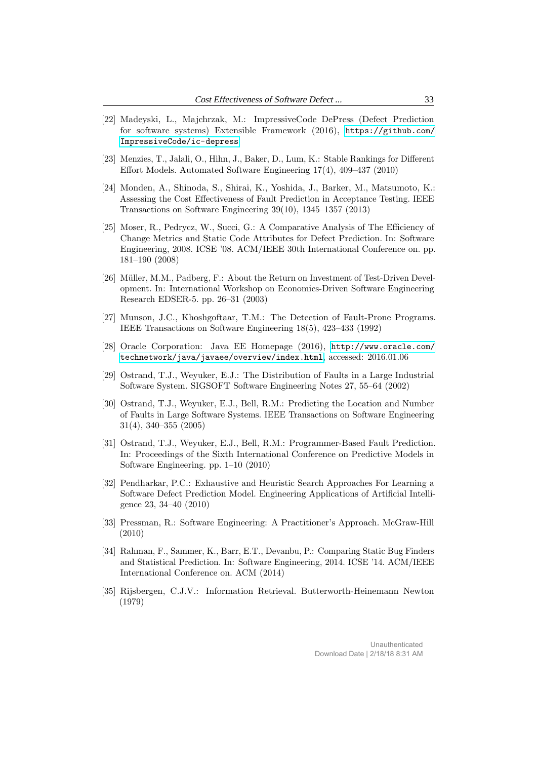[22] Madeyski, L., Majchrzak, M.: ImpressiveCode DePress (Defect Prediction for software systems) Extensible Framework (2016), https://github.com/ImpressiveCode/ic-depress

[23] Menzies, T., Jalali, O., Hihn, J., Baker, D., Lum, K.: Stable Rankings for Different Effort Models. Automated Software Engineering 17(4), 409–437 (2010)

[24] Monden, A., Shinoda, S., Shirai, K., Yoshida, J., Barker, M., Matsumoto, K.: Assessing the Cost Effectiveness of Fault Prediction in Acceptance Testing. IEEE Transactions on Software Engineering 39(10), 1345–1357 (2013)

[25] Moser, R., Pedrycz, W., Succi, G.: A Comparative Analysis of The Efficiency of Change Metrics and Static Code Attributes for Defect Prediction. In: Software Engineering, 2008. ICSE '08. ACM/IEEE 30th International Conference on. pp. 181–190 (2008)

[26] Müller, M.M., Padberg, F.: About the Return on Investment of Test-Driven Development. In: International Workshop on Economics-Driven Software Engineering Research EDSER-5. pp. 26–31 (2003)

[27] Munson, J.C., Khoshgoftaar, T.M.: The Detection of Fault-Prone Programs. IEEE Transactions on Software Engineering 18(5), 423–433 (1992)

[28] Oracle Corporation: Java EE Homepage (2016), http://www.oracle.com/technetwork/java/javaee/overview/index.html, accessed: 2016.01.06

[29] Ostrand, T.J., Weyuker, E.J.: The Distribution of Faults in a Large Industrial Software System. SIGSOFT Software Engineering Notes 27, 55–64 (2002)

[30] Ostrand, T.J., Weyuker, E.J., Bell, R.M.: Predicting the Location and Number of Faults in Large Software Systems. IEEE Transactions on Software Engineering 31(4), 340–355 (2005)

[31] Ostrand, T.J., Weyuker, E.J., Bell, R.M.: Programmer-Based Fault Prediction. In: Proceedings of the Sixth International Conference on Predictive Models in Software Engineering. pp. 1–10 (2010)

[32] Pendharkar, P.C.: Exhaustive and Heuristic Search Approaches For Learning a Software Defect Prediction Model. Engineering Applications of Artificial Intelligence 23, 34–40 (2010)

[33] Pressman, R.: Software Engineering: A Practitioner's Approach. McGraw-Hill (2010)

[34] Rahman, F., Sammer, K., Barr, E.T., Devanbu, P.: Comparing Static Bug Finders and Statistical Prediction. In: Software Engineering, 2014. ICSE '14. ACM/IEEE International Conference on. ACM (2014)

[35] Rijsbergen, C.J.V.: Information Retrieval. Butterworth-Heinemann Newton (1979)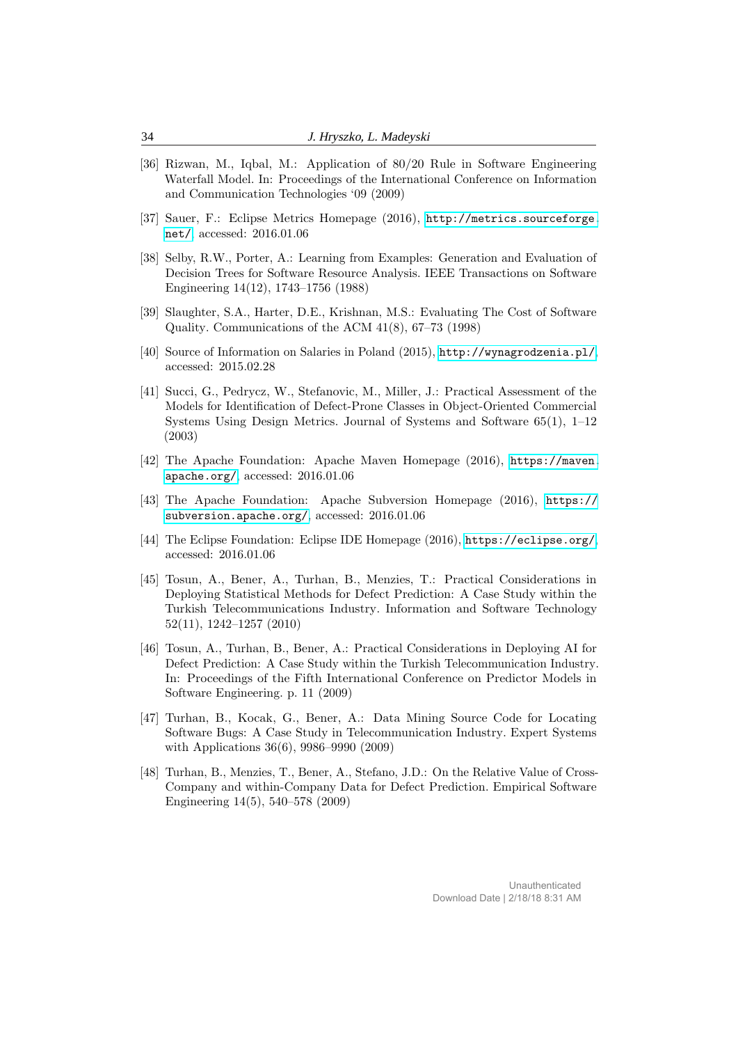[36] Rizwan, M., Iqbal, M.: Application of 80/20 Rule in Software Engineering Waterfall Model. In: Proceedings of the International Conference on Information and Communication Technologies '09 (2009)

[37] Sauer, F.: Eclipse Metrics Homepage (2016), http://metrics.sourceforge.net/, accessed: 2016.01.06

[38] Selby, R.W., Porter, A.: Learning from Examples: Generation and Evaluation of Decision Trees for Software Resource Analysis. IEEE Transactions on Software Engineering 14(12), 1743–1756 (1988)

[39] Slaughter, S.A., Harter, D.E., Krishnan, M.S.: Evaluating The Cost of Software Quality. Communications of the ACM 41(8), 67–73 (1998)

[40] Source of Information on Salaries in Poland (2015), http://wynagrodzenia.pl/, accessed: 2015.02.28

[41] Succi, G., Pedrycz, W., Stefanovic, M., Miller, J.: Practical Assessment of the Models for Identification of Defect-Prone Classes in Object-Oriented Commercial Systems Using Design Metrics. Journal of Systems and Software 65(1), 1–12 (2003)

[42] The Apache Foundation: Apache Maven Homepage (2016), https://maven.apache.org/, accessed: 2016.01.06

[43] The Apache Foundation: Apache Subversion Homepage (2016), https://subversion.apache.org/, accessed: 2016.01.06

[44] The Eclipse Foundation: Eclipse IDE Homepage (2016), https://eclipse.org/, accessed: 2016.01.06

[45] Tosun, A., Bener, A., Turhan, B., Menzies, T.: Practical Considerations in Deploying Statistical Methods for Defect Prediction: A Case Study within the Turkish Telecommunications Industry. Information and Software Technology 52(11), 1242–1257 (2010)

[46] Tosun, A., Turhan, B., Bener, A.: Practical Considerations in Deploying AI for Defect Prediction: A Case Study within the Turkish Telecommunication Industry. In: Proceedings of the Fifth International Conference on Predictor Models in Software Engineering. p. 11 (2009)

[47] Turhan, B., Kocak, G., Bener, A.: Data Mining Source Code for Locating Software Bugs: A Case Study in Telecommunication Industry. Expert Systems with Applications 36(6), 9986–9990 (2009)

[48] Turhan, B., Menzies, T., Bener, A., Stefano, J.D.: On the Relative Value of Cross-Company and within-Company Data for Defect Prediction. Empirical Software Engineering 14(5), 540–578 (2009)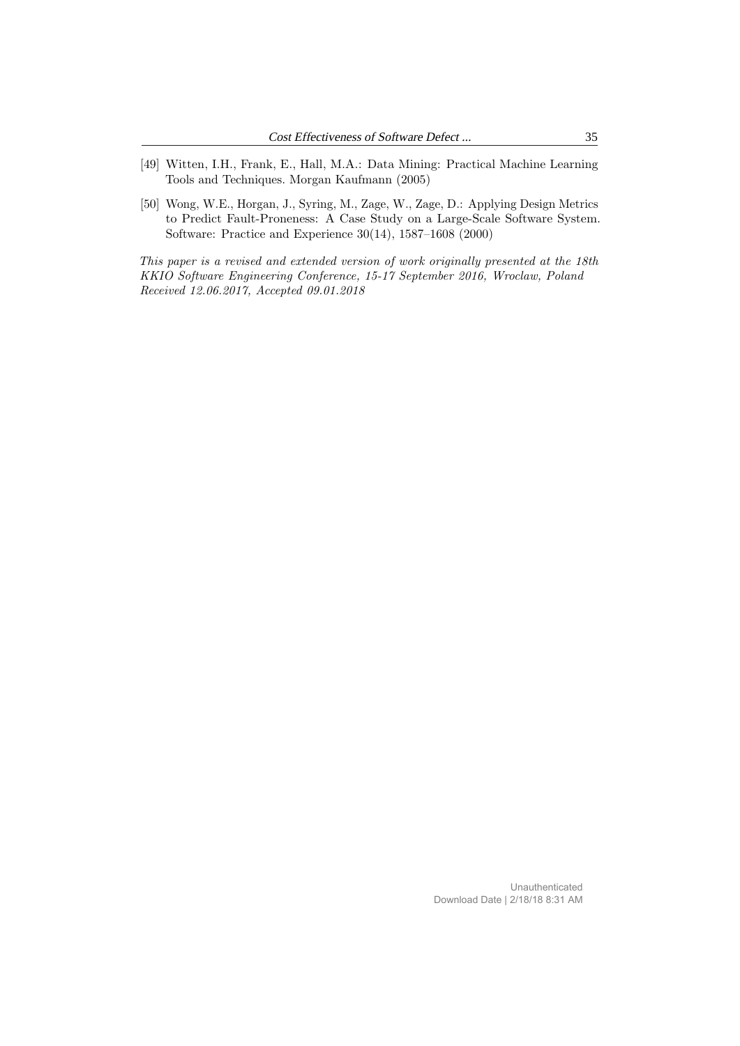[49] Witten, I.H., Frank, E., Hall, M.A.: Data Mining: Practical Machine Learning Tools and Techniques. Morgan Kaufmann (2005)

[50] Wong, W.E., Horgan, J., Syring, M., Zage, W., Zage, D.: Applying Design Metrics to Predict Fault-Proneness: A Case Study on a Large-Scale Software System. Software: Practice and Experience 30(14), 1587–1608 (2000)

*This paper is a revised and extended version of work originally presented at the 18th KKIO Software Engineering Conference, 15-17 September 2016, Wroclaw, Poland*
*Received 12.06.2017, Accepted 09.01.2018*